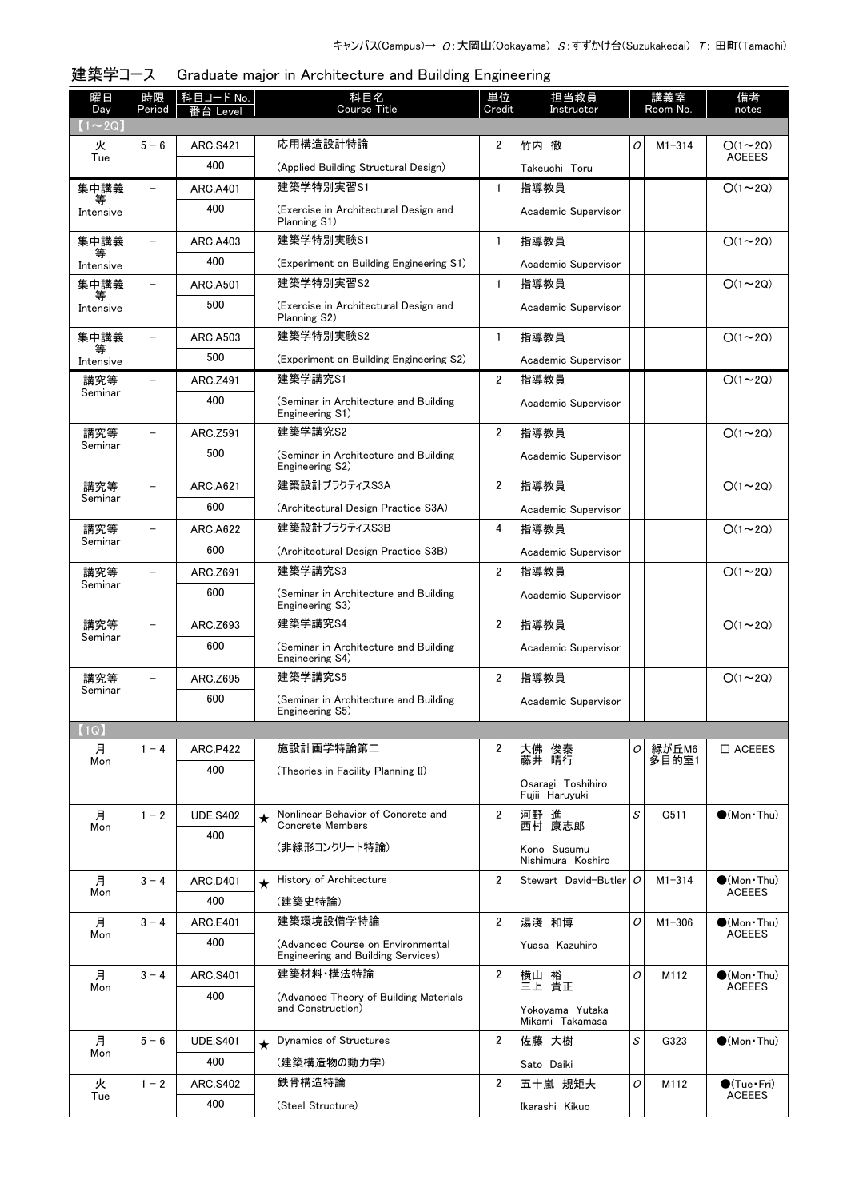キャンパス(Campus)→ O:大岡山(Ookayama) S:すずかけ台(Suzukakedai) T: 田町(Tamachi)

## 建築学コース　Graduate major in Architecture and Building Engineering

| 曜日 Day | 時限 Period | 科目コード No. 番台 Level | | 科目名 Course Title | 単位 Credit | 担当教員 Instructor | | 講義室 Room No. | 備考 notes |
|---|---|---|---|---|---|---|---|---|---|
| 【1～2Q】 | | | | | | | | | |
| 火 Tue | 5 - 6 | ARC.S421 400 | | 応用構造設計特論 (Applied Building Structural Design) | 2 | 竹内 徹 Takeuchi Toru | O | M1-314 | ○(1～2Q) ACEEES |
| 集中講義等 Intensive | - | ARC.A401 400 | | 建築学特別実習S1 (Exercise in Architectural Design and Planning S1) | 1 | 指導教員 Academic Supervisor | | | ○(1～2Q) |
| 集中講義等 Intensive | - | ARC.A403 400 | | 建築学特別実験S1 (Experiment on Building Engineering S1) | 1 | 指導教員 Academic Supervisor | | | ○(1～2Q) |
| 集中講義等 Intensive | - | ARC.A501 500 | | 建築学特別実習S2 (Exercise in Architectural Design and Planning S2) | 1 | 指導教員 Academic Supervisor | | | ○(1～2Q) |
| 集中講義等 Intensive | - | ARC.A503 500 | | 建築学特別実験S2 (Experiment on Building Engineering S2) | 1 | 指導教員 Academic Supervisor | | | ○(1～2Q) |
| 講究等 Seminar | - | ARC.Z491 400 | | 建築学講究S1 (Seminar in Architecture and Building Engineering S1) | 2 | 指導教員 Academic Supervisor | | | ○(1～2Q) |
| 講究等 Seminar | - | ARC.Z591 500 | | 建築学講究S2 (Seminar in Architecture and Building Engineering S2) | 2 | 指導教員 Academic Supervisor | | | ○(1～2Q) |
| 講究等 Seminar | - | ARC.A621 600 | | 建築設計プラクティスS3A (Architectural Design Practice S3A) | 2 | 指導教員 Academic Supervisor | | | ○(1～2Q) |
| 講究等 Seminar | - | ARC.A622 600 | | 建築設計プラクティスS3B (Architectural Design Practice S3B) | 4 | 指導教員 Academic Supervisor | | | ○(1～2Q) |
| 講究等 Seminar | - | ARC.Z691 600 | | 建築学講究S3 (Seminar in Architecture and Building Engineering S3) | 2 | 指導教員 Academic Supervisor | | | ○(1～2Q) |
| 講究等 Seminar | - | ARC.Z693 600 | | 建築学講究S4 (Seminar in Architecture and Building Engineering S4) | 2 | 指導教員 Academic Supervisor | | | ○(1～2Q) |
| 講究等 Seminar | - | ARC.Z695 600 | | 建築学講究S5 (Seminar in Architecture and Building Engineering S5) | 2 | 指導教員 Academic Supervisor | | | ○(1～2Q) |
| 【1Q】 | | | | | | | | | |
| 月 Mon | 1 - 4 | ARC.P422 400 | | 施設計画学特論第二 (Theories in Facility Planning II) | 2 | 大佛 俊泰 藤井 晴行 Osaragi Toshihiro Fujii Haruyuki | O | 緑が丘M6 多目的室1 | □ ACEEES |
| 月 Mon | 1 - 2 | UDE.S402 400 | ★ | Nonlinear Behavior of Concrete and Concrete Members (非線形コンクリート特論) | 2 | 河野 進 西村 康志郎 Kono Susumu Nishimura Koshiro | S | G511 | ●(Mon・Thu) |
| 月 Mon | 3 - 4 | ARC.D401 400 | ★ | History of Architecture (建築史特論) | 2 | Stewart David-Butler | O | M1-314 | ●(Mon・Thu) ACEEES |
| 月 Mon | 3 - 4 | ARC.E401 400 | | 建築環境設備学特論 (Advanced Course on Environmental Engineering and Building Services) | 2 | 湯淺 和博 Yuasa Kazuhiro | O | M1-306 | ●(Mon・Thu) ACEEES |
| 月 Mon | 3 - 4 | ARC.S401 400 | | 建築材料・構法特論 (Advanced Theory of Building Materials and Construction) | 2 | 横山 裕 三上 貴正 Yokoyama Yutaka Mikami Takamasa | O | M112 | ●(Mon・Thu) ACEEES |
| 月 Mon | 5 - 6 | UDE.S401 400 | ★ | Dynamics of Structures (建築構造物の動力学) | 2 | 佐藤 大樹 Sato Daiki | S | G323 | ●(Mon・Thu) |
| 火 Tue | 1 - 2 | ARC.S402 400 | | 鉄骨構造特論 (Steel Structure) | 2 | 五十嵐 規矩夫 Ikarashi Kikuo | O | M112 | ●(Tue・Fri) ACEEES |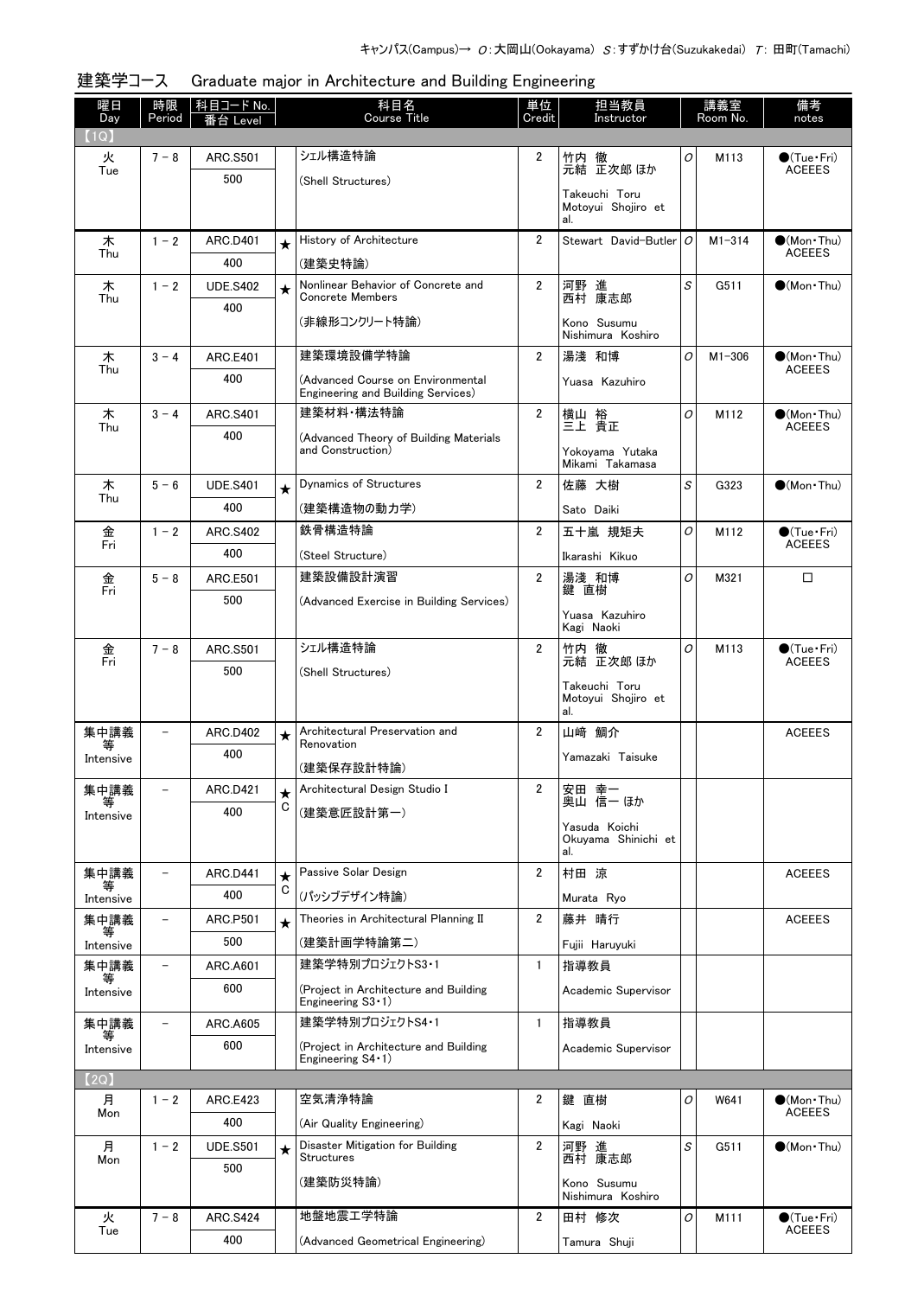キャンパス(Campus)→ O：大岡山(Ookayama) S：すずかけ台(Suzukakedai) T：田町(Tamachi)

## 建築学コース　Graduate major in Architecture and Building Engineering

| 曜日 Day | 時限 Period | 科目コード No. 番台 Level | | 科目名 Course Title | 単位 Credit | 担当教員 Instructor | | 講義室 Room No. | 備考 notes |
|---|---|---|---|---|---|---|---|---|---|
| 【1Q】 | | | | | | | | | |
| 火 Tue | 7－8 | ARC.S501 500 | | シェル構造特論 (Shell Structures) | 2 | 竹内 徹 元結 正次郎 ほか Takeuchi Toru Motoyui Shojiro et al. | O | M113 | ●(Tue・Fri) ACEEES |
| 木 Thu | 1－2 | ARC.D401 400 | ★ | History of Architecture (建築史特論) | 2 | Stewart David-Butler | O | M1-314 | ●(Mon・Thu) ACEEES |
| 木 Thu | 1－2 | UDE.S402 400 | ★ | Nonlinear Behavior of Concrete and Concrete Members (非線形コンクリート特論) | 2 | 河野 進 西村 康志郎 Kono Susumu Nishimura Koshiro | S | G511 | ●(Mon・Thu) |
| 木 Thu | 3－4 | ARC.E401 400 | | 建築環境設備学特論 (Advanced Course on Environmental Engineering and Building Services) | 2 | 湯淺 和博 Yuasa Kazuhiro | O | M1-306 | ●(Mon・Thu) ACEEES |
| 木 Thu | 3－4 | ARC.S401 400 | | 建築材料・構法特論 (Advanced Theory of Building Materials and Construction) | 2 | 横山 裕 三上 貴正 Yokoyama Yutaka Mikami Takamasa | O | M112 | ●(Mon・Thu) ACEEES |
| 木 Thu | 5－6 | UDE.S401 400 | ★ | Dynamics of Structures (建築構造物の動力学) | 2 | 佐藤 大樹 Sato Daiki | S | G323 | ●(Mon・Thu) |
| 金 Fri | 1－2 | ARC.S402 400 | | 鉄骨構造特論 (Steel Structure) | 2 | 五十嵐 規矩夫 Ikarashi Kikuo | O | M112 | ●(Tue・Fri) ACEEES |
| 金 Fri | 5－8 | ARC.E501 500 | | 建築設備設計演習 (Advanced Exercise in Building Services) | 2 | 湯淺 和博 鍵 直樹 Yuasa Kazuhiro Kagi Naoki | O | M321 | □ |
| 金 Fri | 7－8 | ARC.S501 500 | | シェル構造特論 (Shell Structures) | 2 | 竹内 徹 元結 正次郎 ほか Takeuchi Toru Motoyui Shojiro et al. | O | M113 | ●(Tue・Fri) ACEEES |
| 集中講義等 Intensive | － | ARC.D402 400 | ★ | Architectural Preservation and Renovation (建築保存設計特論) | 2 | 山崎 鯛介 Yamazaki Taisuke | | | ACEEES |
| 集中講義等 Intensive | － | ARC.D421 400 | ★ C | Architectural Design Studio I (建築意匠設計第一) | 2 | 安田 幸一 奥山 信一 ほか Yasuda Koichi Okuyama Shinichi et al. | | | |
| 集中講義等 Intensive | － | ARC.D441 400 | ★ C | Passive Solar Design (パッシブデザイン特論) | 2 | 村田 涼 Murata Ryo | | | ACEEES |
| 集中講義等 Intensive | － | ARC.P501 500 | ★ | Theories in Architectural Planning II (建築計画学特論第二) | 2 | 藤井 晴行 Fujii Haruyuki | | | ACEEES |
| 集中講義等 Intensive | － | ARC.A601 600 | | 建築学特別プロジェクトS3・1 (Project in Architecture and Building Engineering S3・1) | 1 | 指導教員 Academic Supervisor | | | |
| 集中講義等 Intensive | － | ARC.A605 600 | | 建築学特別プロジェクトS4・1 (Project in Architecture and Building Engineering S4・1) | 1 | 指導教員 Academic Supervisor | | | |
| 【2Q】 | | | | | | | | | |
| 月 Mon | 1－2 | ARC.E423 400 | | 空気清浄特論 (Air Quality Engineering) | 2 | 鍵 直樹 Kagi Naoki | O | W641 | ●(Mon・Thu) ACEEES |
| 月 Mon | 1－2 | UDE.S501 500 | ★ | Disaster Mitigation for Building Structures (建築防災特論) | 2 | 河野 進 西村 康志郎 Kono Susumu Nishimura Koshiro | S | G511 | ●(Mon・Thu) |
| 火 Tue | 7－8 | ARC.S424 400 | | 地盤地震工学特論 (Advanced Geometrical Engineering) | 2 | 田村 修次 Tamura Shuji | O | M111 | ●(Tue・Fri) ACEEES |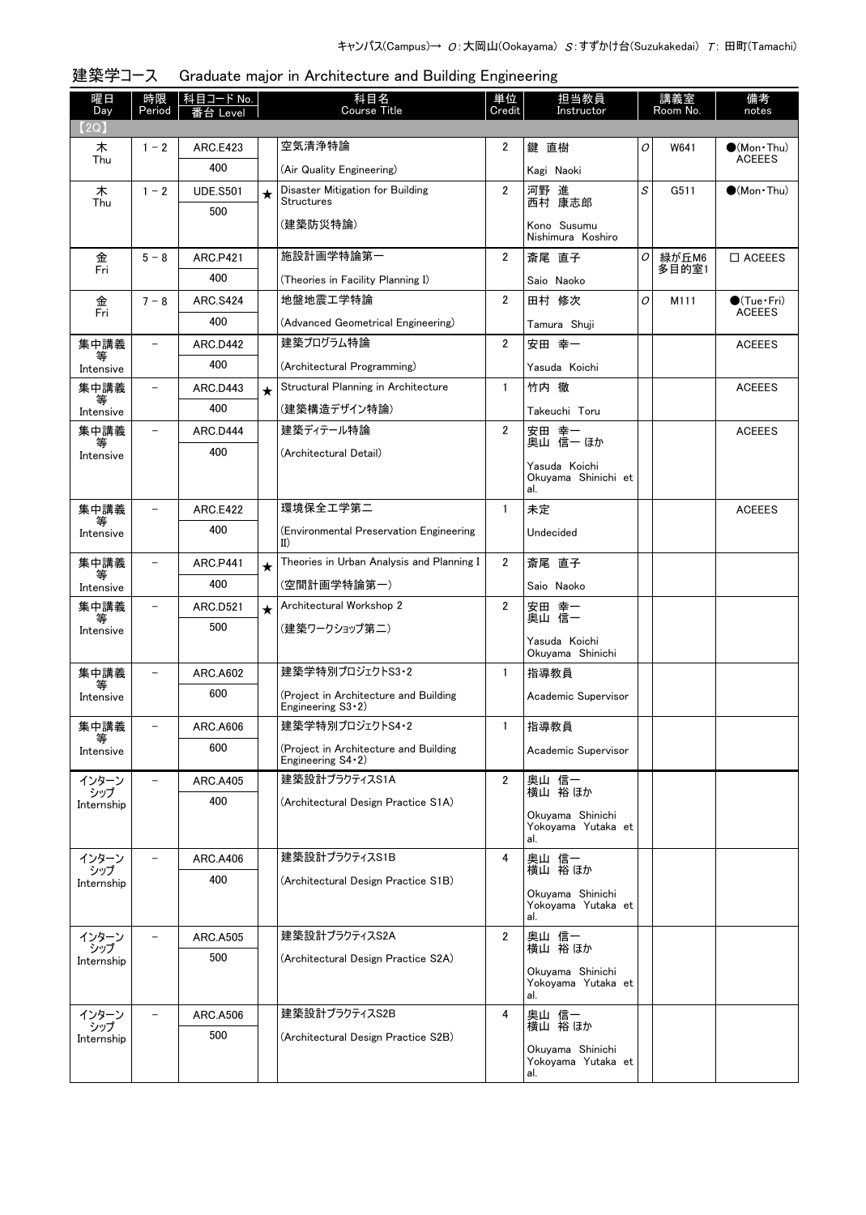キャンパス(Campus)→ O：大岡山(Ookayama) S：すずかけ台(Suzukakedai) T: 田町(Tamachi)

## 建築学コース　Graduate major in Architecture and Building Engineering

| 曜日 Day | 時限 Period | 科目コード No. 番台 Level | | 科目名 Course Title | 単位 Credit | 担当教員 Instructor | | 講義室 Room No. | 備考 notes |
|---|---|---|---|---|---|---|---|---|---|
| 【2Q】 | | | | | | | | | |
| 木 Thu | 1－2 | ARC.E423 400 | | 空気清浄特論 (Air Quality Engineering) | 2 | 鍵　直樹 Kagi Naoki | O | W641 | ●(Mon・Thu) ACEEES |
| 木 Thu | 1－2 | UDE.S501 500 | ★ | Disaster Mitigation for Building Structures (建築防災特論) | 2 | 河野　進 西村　康志郎 Kono Susumu Nishimura Koshiro | S | G511 | ●(Mon・Thu) |
| 金 Fri | 5－8 | ARC.P421 400 | | 施設計画学特論第一 (Theories in Facility Planning I) | 2 | 斎尾　直子 Saio Naoko | O | 緑が丘M6 多目的室1 | □ ACEEES |
| 金 Fri | 7－8 | ARC.S424 400 | | 地盤地震工学特論 (Advanced Geometrical Engineering) | 2 | 田村　修次 Tamura Shuji | O | M111 | ●(Tue・Fri) ACEEES |
| 集中講義等 Intensive | － | ARC.D442 400 | | 建築プログラム特論 (Architectural Programming) | 2 | 安田　幸一 Yasuda Koichi | | | ACEEES |
| 集中講義等 Intensive | － | ARC.D443 400 | ★ | Structural Planning in Architecture (建築構造デザイン特論) | 1 | 竹内　徹 Takeuchi Toru | | | ACEEES |
| 集中講義等 Intensive | － | ARC.D444 400 | | 建築ディテール特論 (Architectural Detail) | 2 | 安田　幸一 奥山　信一 ほか Yasuda Koichi Okuyama Shinichi et al. | | | ACEEES |
| 集中講義等 Intensive | － | ARC.E422 400 | | 環境保全工学第二 (Environmental Preservation Engineering II) | 1 | 未定 Undecided | | | ACEEES |
| 集中講義等 Intensive | － | ARC.P441 400 | ★ | Theories in Urban Analysis and Planning I (空間計画学特論第一) | 2 | 斎尾　直子 Saio Naoko | | | |
| 集中講義等 Intensive | － | ARC.D521 500 | ★ | Architectural Workshop 2 (建築ワークショップ第二) | 2 | 安田　幸一 奥山　信一 Yasuda Koichi Okuyama Shinichi | | | |
| 集中講義等 Intensive | － | ARC.A602 600 | | 建築学特別プロジェクトS3・2 (Project in Architecture and Building Engineering S3・2) | 1 | 指導教員 Academic Supervisor | | | |
| 集中講義等 Intensive | － | ARC.A606 600 | | 建築学特別プロジェクトS4・2 (Project in Architecture and Building Engineering S4・2) | 1 | 指導教員 Academic Supervisor | | | |
| インターンシップ Internship | － | ARC.A405 400 | | 建築設計プラクティスS1A (Architectural Design Practice S1A) | 2 | 奥山　信一 横山　裕 ほか Okuyama Shinichi Yokoyama Yutaka et al. | | | |
| インターンシップ Internship | － | ARC.A406 400 | | 建築設計プラクティスS1B (Architectural Design Practice S1B) | 4 | 奥山　信一 横山　裕 ほか Okuyama Shinichi Yokoyama Yutaka et al. | | | |
| インターンシップ Internship | － | ARC.A505 500 | | 建築設計プラクティスS2A (Architectural Design Practice S2A) | 2 | 奥山　信一 横山　裕 ほか Okuyama Shinichi Yokoyama Yutaka et al. | | | |
| インターンシップ Internship | － | ARC.A506 500 | | 建築設計プラクティスS2B (Architectural Design Practice S2B) | 4 | 奥山　信一 横山　裕 ほか Okuyama Shinichi Yokoyama Yutaka et al. | | | |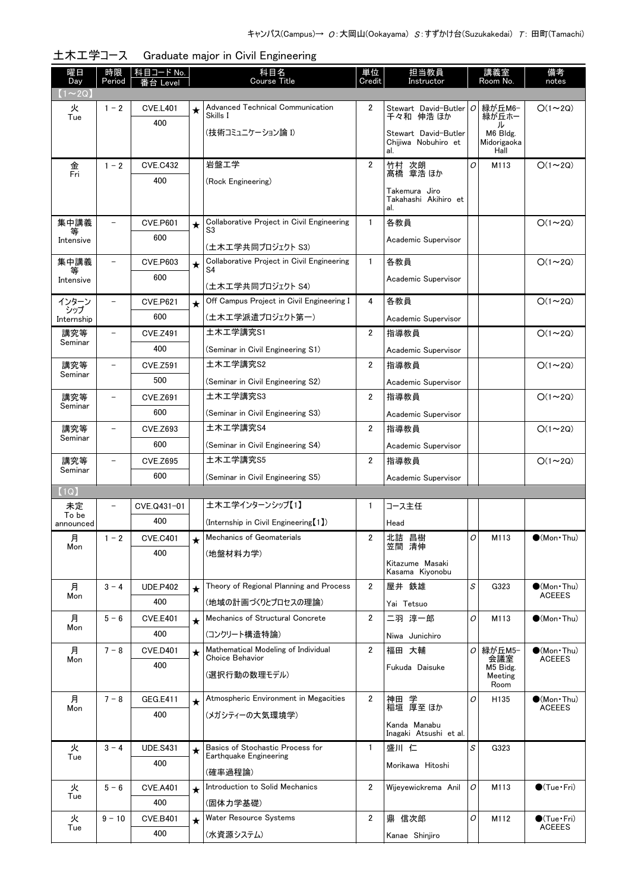キャンパス(Campus)→ O：大岡山(Ookayama) S：すずかけ台(Suzukakedai) T：田町(Tamachi)

## 土木工学コース　Graduate major in Civil Engineering

| 曜日 Day | 時限 Period | 科目コード No. 番台 Level | | 科目名 Course Title | 単位 Credit | 担当教員 Instructor | | 講義室 Room No. | 備考 notes |
|---|---|---|---|---|---|---|---|---|---|
| 【1～2Q】 | | | | | | | | | |
| 火 Tue | 1 - 2 | CVE.L401 400 | ★ | Advanced Technical Communication Skills I (技術コミュニケーション論 I) | 2 | Stewart David-Butler 千々和 伸浩 ほか Stewart David-Butler Chijiwa Nobuhiro et al. | O | 緑が丘M6-緑が丘ホール M6 Bldg. Midorigaoka Hall | ○(1～2Q) |
| 金 Fri | 1 - 2 | CVE.C432 400 | | 岩盤工学 (Rock Engineering) | 2 | 竹村 次朗 髙橋 章浩 ほか Takemura Jiro Takahashi Akihiro et al. | O | M113 | ○(1～2Q) |
| 集中講義等 Intensive | － | CVE.P601 600 | ★ | Collaborative Project in Civil Engineering S3 (土木工学共同プロジェクト S3) | 1 | 各教員 Academic Supervisor | | | ○(1～2Q) |
| 集中講義等 Intensive | － | CVE.P603 600 | ★ | Collaborative Project in Civil Engineering S4 (土木工学共同プロジェクト S4) | 1 | 各教員 Academic Supervisor | | | ○(1～2Q) |
| インターンシップ Internship | － | CVE.P621 600 | ★ | Off Campus Project in Civil Engineering I (土木工学派遣プロジェクト第一) | 4 | 各教員 Academic Supervisor | | | ○(1～2Q) |
| 講究等 Seminar | － | CVE.Z491 400 | | 土木工学講究S1 (Seminar in Civil Engineering S1) | 2 | 指導教員 Academic Supervisor | | | ○(1～2Q) |
| 講究等 Seminar | － | CVE.Z591 500 | | 土木工学講究S2 (Seminar in Civil Engineering S2) | 2 | 指導教員 Academic Supervisor | | | ○(1～2Q) |
| 講究等 Seminar | － | CVE.Z691 600 | | 土木工学講究S3 (Seminar in Civil Engineering S3) | 2 | 指導教員 Academic Supervisor | | | ○(1～2Q) |
| 講究等 Seminar | － | CVE.Z693 600 | | 土木工学講究S4 (Seminar in Civil Engineering S4) | 2 | 指導教員 Academic Supervisor | | | ○(1～2Q) |
| 講究等 Seminar | － | CVE.Z695 600 | | 土木工学講究S5 (Seminar in Civil Engineering S5) | 2 | 指導教員 Academic Supervisor | | | ○(1～2Q) |
| 【1Q】 | | | | | | | | | |
| 未定 To be announced | － | CVE.Q431-01 400 | | 土木工学インターンシップ【1】 (Internship in Civil Engineering【1】) | 1 | コース主任 Head | | | |
| 月 Mon | 1 - 2 | CVE.C401 400 | ★ | Mechanics of Geomaterials (地盤材料力学) | 2 | 北詰 昌樹 笠間 清伸 Kitazume Masaki Kasama Kiyonobu | O | M113 | ●(Mon・Thu) |
| 月 Mon | 3 - 4 | UDE.P402 400 | ★ | Theory of Regional Planning and Process (地域の計画づくりとプロセスの理論) | 2 | 屋井 鉄雄 Yai Tetsuo | S | G323 | ●(Mon・Thu) ACEEES |
| 月 Mon | 5 - 6 | CVE.E401 400 | ★ | Mechanics of Structural Concrete (コンクリート構造特論) | 2 | 二羽 淳一郎 Niwa Junichiro | O | M113 | ●(Mon・Thu) |
| 月 Mon | 7 - 8 | CVE.D401 400 | ★ | Mathematical Modeling of Individual Choice Behavior (選択行動の数理モデル) | 2 | 福田 大輔 Fukuda Daisuke | O | 緑が丘M5-会議室 M5 Bldg. Meeting Room | ●(Mon・Thu) ACEEES |
| 月 Mon | 7 - 8 | GEG.E411 400 | ★ | Atmospheric Environment in Megacities (メガシティーの大気環境学) | 2 | 神田 学 稲垣 厚至 ほか Kanda Manabu Inagaki Atsushi et al. | O | H135 | ●(Mon・Thu) ACEEES |
| 火 Tue | 3 - 4 | UDE.S431 400 | ★ | Basics of Stochastic Process for Earthquake Engineering (確率過程論) | 1 | 盛川 仁 Morikawa Hitoshi | S | G323 | |
| 火 Tue | 5 - 6 | CVE.A401 400 | ★ | Introduction to Solid Mechanics (固体力学基礎) | 2 | Wijeyewickrema Anil | O | M113 | ●(Tue・Fri) |
| 火 Tue | 9 - 10 | CVE.B401 400 | ★ | Water Resource Systems (水資源システム) | 2 | 鼎 信次郎 Kanae Shinjiro | O | M112 | ●(Tue・Fri) ACEEES |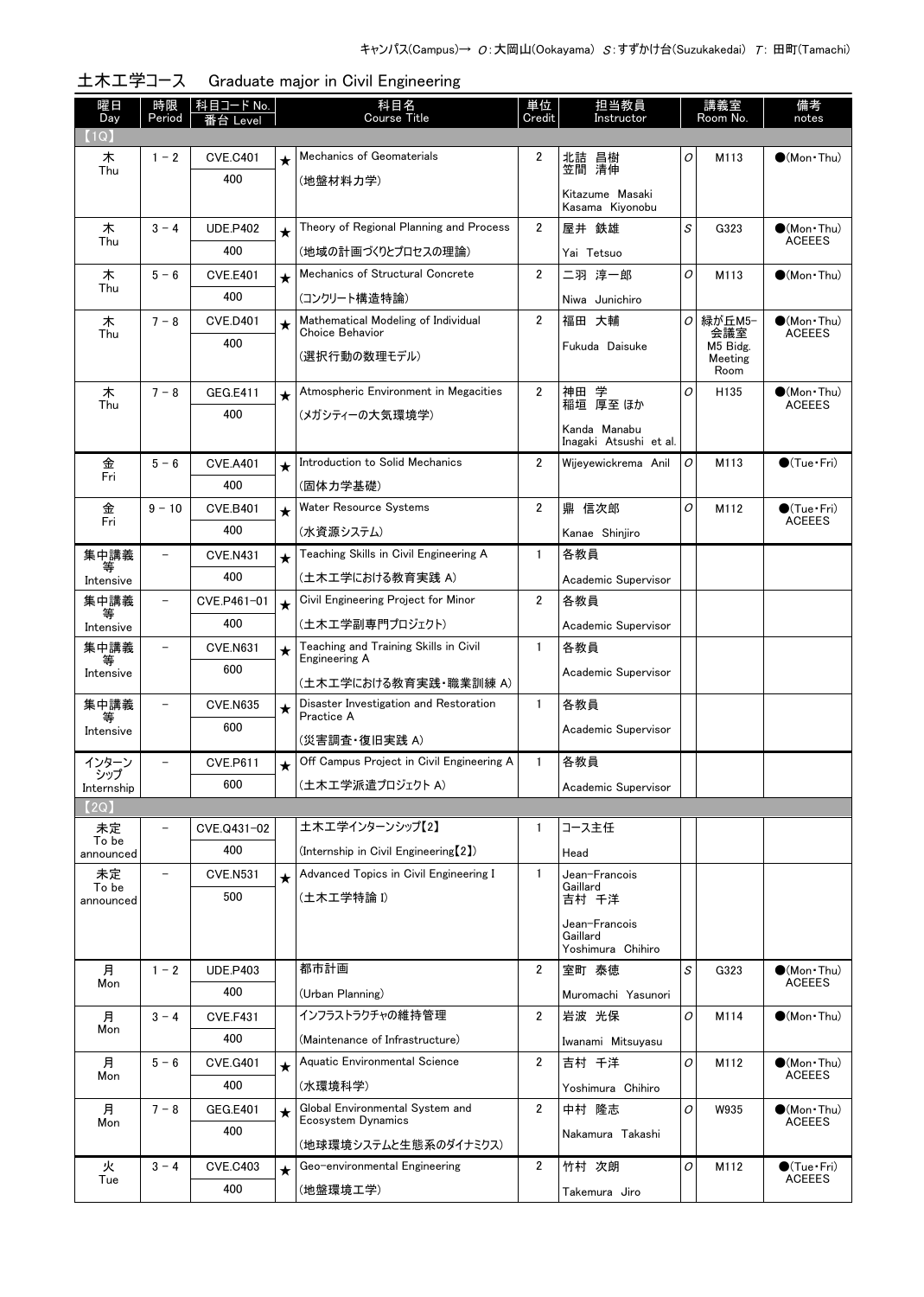キャンパス(Campus)→ O:大岡山(Ookayama) S:すずかけ台(Suzukakedai) T:田町(Tamachi)

## 土木工学コース　Graduate major in Civil Engineering

| 曜日 Day | 時限 Period | 科目コード No. 番台 Level | | 科目名 Course Title | 単位 Credit | 担当教員 Instructor | | 講義室 Room No. | 備考 notes |
|---|---|---|---|---|---|---|---|---|---|
| 【1Q】 | | | | | | | | | |
| 木 Thu | 1－2 | CVE.C401 400 | ★ | Mechanics of Geomaterials (地盤材料力学) | 2 | 北詰 昌樹 笠間 清伸 Kitazume Masaki Kasama Kiyonobu | O | M113 | ●(Mon・Thu) |
| 木 Thu | 3－4 | UDE.P402 400 | ★ | Theory of Regional Planning and Process (地域の計画づくりとプロセスの理論) | 2 | 屋井 鉄雄 Yai Tetsuo | S | G323 | ●(Mon・Thu) ACEEES |
| 木 Thu | 5－6 | CVE.E401 400 | ★ | Mechanics of Structural Concrete (コンクリート構造特論) | 2 | 二羽 淳一郎 Niwa Junichiro | O | M113 | ●(Mon・Thu) |
| 木 Thu | 7－8 | CVE.D401 400 | ★ | Mathematical Modeling of Individual Choice Behavior (選択行動の数理モデル) | 2 | 福田 大輔 Fukuda Daisuke | O | 緑が丘M5-会議室 M5 Bidg. Meeting Room | ●(Mon・Thu) ACEEES |
| 木 Thu | 7－8 | GEG.E411 400 | ★ | Atmospheric Environment in Megacities (メガシティーの大気環境学) | 2 | 神田 学 稲垣 厚至 ほか Kanda Manabu Inagaki Atsushi et al. | O | H135 | ●(Mon・Thu) ACEEES |
| 金 Fri | 5－6 | CVE.A401 400 | ★ | Introduction to Solid Mechanics (固体力学基礎) | 2 | Wijeyewickrema Anil | O | M113 | ●(Tue・Fri) |
| 金 Fri | 9－10 | CVE.B401 400 | ★ | Water Resource Systems (水資源システム) | 2 | 鼎 信次郎 Kanae Shinjiro | O | M112 | ●(Tue・Fri) ACEEES |
| 集中講義等 Intensive | － | CVE.N431 400 | ★ | Teaching Skills in Civil Engineering A (土木工学における教育実践 A) | 1 | 各教員 Academic Supervisor | | | |
| 集中講義等 Intensive | － | CVE.P461-01 400 | ★ | Civil Engineering Project for Minor (土木工学副専門プロジェクト) | 2 | 各教員 Academic Supervisor | | | |
| 集中講義等 Intensive | － | CVE.N631 600 | ★ | Teaching and Training Skills in Civil Engineering A (土木工学における教育実践・職業訓練 A) | 1 | 各教員 Academic Supervisor | | | |
| 集中講義等 Intensive | － | CVE.N635 600 | ★ | Disaster Investigation and Restoration Practice A (災害調査・復旧実践 A) | 1 | 各教員 Academic Supervisor | | | |
| インターンシップ Internship | － | CVE.P611 600 | ★ | Off Campus Project in Civil Engineering A (土木工学派遣プロジェクト A) | 1 | 各教員 Academic Supervisor | | | |
| 【2Q】 | | | | | | | | | |
| 未定 To be announced | － | CVE.Q431-02 400 | | 土木工学インターンシップ【2】 (Internship in Civil Engineering【2】) | 1 | コース主任 Head | | | |
| 未定 To be announced | － | CVE.N531 500 | ★ | Advanced Topics in Civil Engineering I (土木工学特論 I) | 1 | Jean-Francois Gaillard 吉村 千洋 Jean-Francois Gaillard Yoshimura Chihiro | | | |
| 月 Mon | 1－2 | UDE.P403 400 | | 都市計画 (Urban Planning) | 2 | 室町 泰徳 Muromachi Yasunori | S | G323 | ●(Mon・Thu) ACEEES |
| 月 Mon | 3－4 | CVE.F431 400 | | インフラストラクチャの維持管理 (Maintenance of Infrastructure) | 2 | 岩波 光保 Iwanami Mitsuyasu | O | M114 | ●(Mon・Thu) |
| 月 Mon | 5－6 | CVE.G401 400 | ★ | Aquatic Environmental Science (水環境科学) | 2 | 吉村 千洋 Yoshimura Chihiro | O | M112 | ●(Mon・Thu) ACEEES |
| 月 Mon | 7－8 | GEG.E401 400 | ★ | Global Environmental System and Ecosystem Dynamics (地球環境システムと生態系のダイナミクス) | 2 | 中村 隆志 Nakamura Takashi | O | W935 | ●(Mon・Thu) ACEEES |
| 火 Tue | 3－4 | CVE.C403 400 | ★ | Geo-environmental Engineering (地盤環境工学) | 2 | 竹村 次朗 Takemura Jiro | O | M112 | ●(Tue・Fri) ACEEES |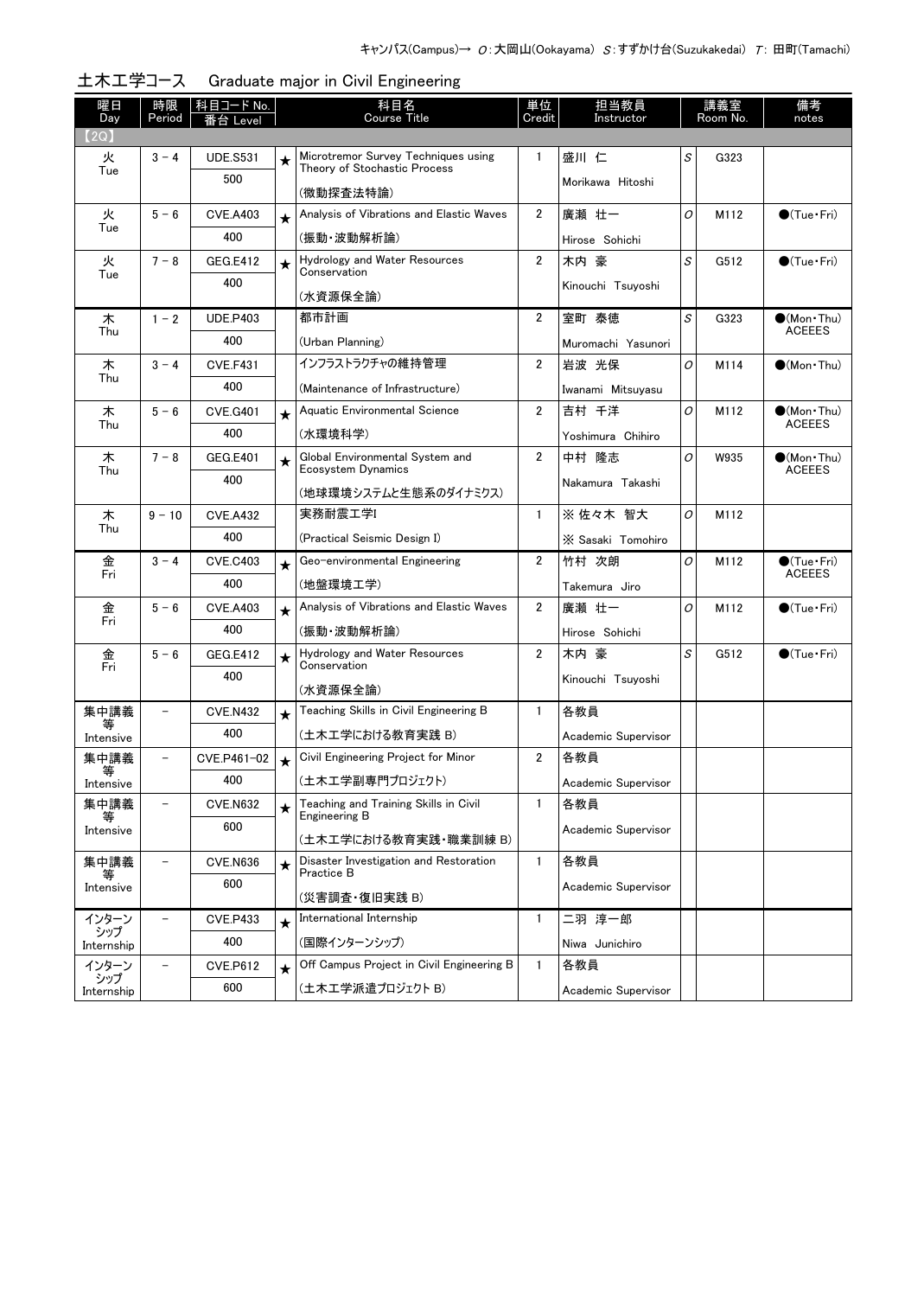キャンパス(Campus)→ O:大岡山(Ookayama) S:すずかけ台(Suzukakedai) T: 田町(Tamachi)

## 土木工学コース　Graduate major in Civil Engineering

| 曜日 Day | 時限 Period | 科目コード No. 番台 Level | | 科目名 Course Title | 単位 Credit | 担当教員 Instructor | | 講義室 Room No. | 備考 notes |
|---|---|---|---|---|---|---|---|---|---|
| 【2Q】 | | | | | | | | | |
| 火 Tue | 3 - 4 | UDE.S531 500 | ★ | Microtremor Survey Techniques using Theory of Stochastic Process (微動探査法特論) | 1 | 盛川 仁 Morikawa Hitoshi | S | G323 | |
| 火 Tue | 5 - 6 | CVE.A403 400 | ★ | Analysis of Vibrations and Elastic Waves (振動・波動解析論) | 2 | 廣瀬 壮一 Hirose Sohichi | O | M112 | ●(Tue・Fri) |
| 火 Tue | 7 - 8 | GEG.E412 400 | ★ | Hydrology and Water Resources Conservation (水資源保全論) | 2 | 木内 豪 Kinouchi Tsuyoshi | S | G512 | ●(Tue・Fri) |
| 木 Thu | 1 - 2 | UDE.P403 400 | | 都市計画 (Urban Planning) | 2 | 室町 泰徳 Muromachi Yasunori | S | G323 | ●(Mon・Thu) ACEEES |
| 木 Thu | 3 - 4 | CVE.F431 400 | | インフラストラクチャの維持管理 (Maintenance of Infrastructure) | 2 | 岩波 光保 Iwanami Mitsuyasu | O | M114 | ●(Mon・Thu) |
| 木 Thu | 5 - 6 | CVE.G401 400 | ★ | Aquatic Environmental Science (水環境科学) | 2 | 吉村 千洋 Yoshimura Chihiro | O | M112 | ●(Mon・Thu) ACEEES |
| 木 Thu | 7 - 8 | GEG.E401 400 | ★ | Global Environmental System and Ecosystem Dynamics (地球環境システムと生態系のダイナミクス) | 2 | 中村 隆志 Nakamura Takashi | O | W935 | ●(Mon・Thu) ACEEES |
| 木 Thu | 9 - 10 | CVE.A432 400 | | 実務耐震工学I (Practical Seismic Design I) | 1 | ※ 佐々木 智大 ※ Sasaki Tomohiro | O | M112 | |
| 金 Fri | 3 - 4 | CVE.C403 400 | ★ | Geo-environmental Engineering (地盤環境工学) | 2 | 竹村 次朗 Takemura Jiro | O | M112 | ●(Tue・Fri) ACEEES |
| 金 Fri | 5 - 6 | CVE.A403 400 | ★ | Analysis of Vibrations and Elastic Waves (振動・波動解析論) | 2 | 廣瀬 壮一 Hirose Sohichi | O | M112 | ●(Tue・Fri) |
| 金 Fri | 5 - 6 | GEG.E412 400 | ★ | Hydrology and Water Resources Conservation (水資源保全論) | 2 | 木内 豪 Kinouchi Tsuyoshi | S | G512 | ●(Tue・Fri) |
| 集中講義等 Intensive | - | CVE.N432 400 | ★ | Teaching Skills in Civil Engineering B (土木工学における教育実践 B) | 1 | 各教員 Academic Supervisor | | | |
| 集中講義等 Intensive | - | CVE.P461-02 400 | ★ | Civil Engineering Project for Minor (土木工学副専門プロジェクト) | 2 | 各教員 Academic Supervisor | | | |
| 集中講義等 Intensive | - | CVE.N632 600 | ★ | Teaching and Training Skills in Civil Engineering B (土木工学における教育実践・職業訓練 B) | 1 | 各教員 Academic Supervisor | | | |
| 集中講義等 Intensive | - | CVE.N636 600 | ★ | Disaster Investigation and Restoration Practice B (災害調査・復旧実践 B) | 1 | 各教員 Academic Supervisor | | | |
| インターンシップ Internship | - | CVE.P433 400 | ★ | International Internship (国際インターンシップ) | 1 | 二羽 淳一郎 Niwa Junichiro | | | |
| インターンシップ Internship | - | CVE.P612 600 | ★ | Off Campus Project in Civil Engineering B (土木工学派遣プロジェクト B) | 1 | 各教員 Academic Supervisor | | | |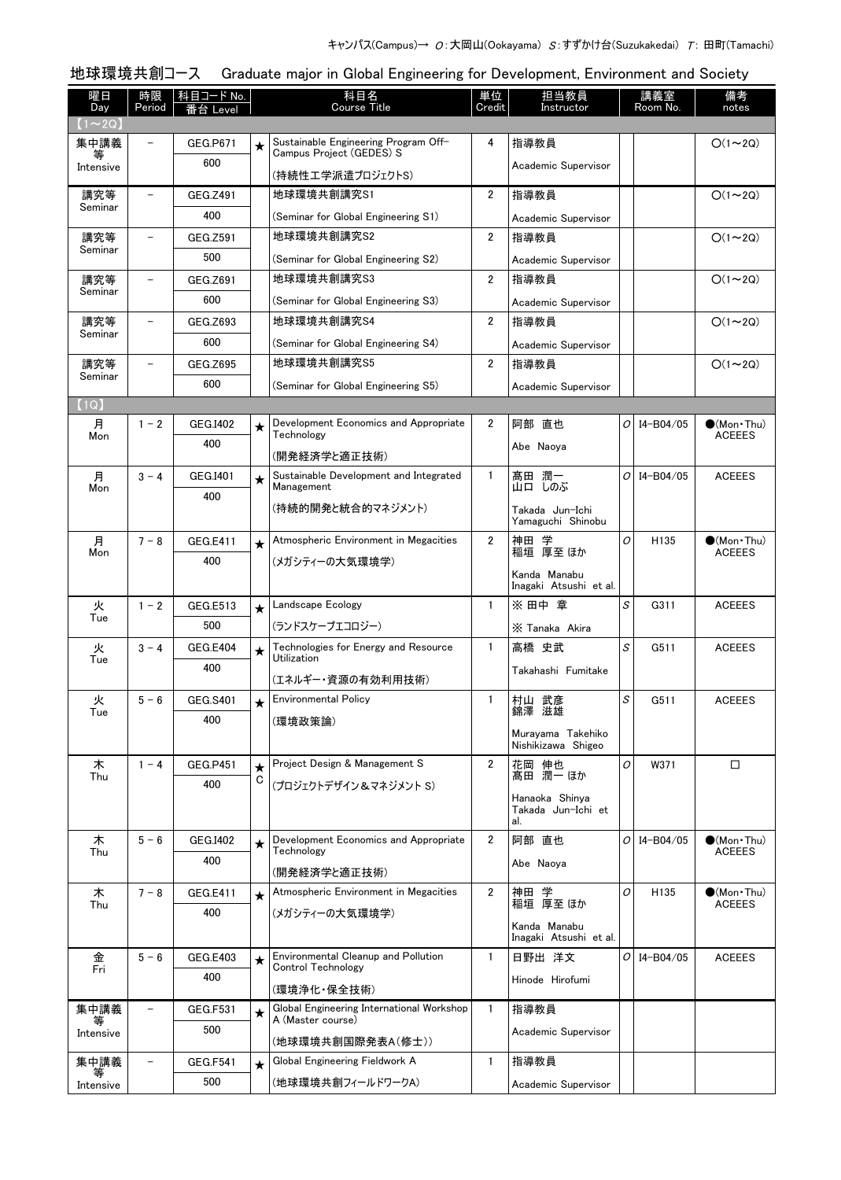キャンパス(Campus)→ O：大岡山(Ookayama) S：すずかけ台(Suzukakedai) T：田町(Tamachi)

## 地球環境共創コース　Graduate major in Global Engineering for Development, Environment and Society

| 曜日 Day | 時限 Period | 科目コード No. 番台 Level | | 科目名 Course Title | 単位 Credit | 担当教員 Instructor | | 講義室 Room No. | 備考 notes |
|---|---|---|---|---|---|---|---|---|---|
| 【1～2Q】 | | | | | | | | | |
| 集中講義等 Intensive | － | GEG.P671 600 | ★ | Sustainable Engineering Program Off-Campus Project (GEDES) S (持続性工学派遣プロジェクトS) | 4 | 指導教員 Academic Supervisor | | | ○(1～2Q) |
| 講究等 Seminar | － | GEG.Z491 400 | | 地球環境共創講究S1 (Seminar for Global Engineering S1) | 2 | 指導教員 Academic Supervisor | | | ○(1～2Q) |
| 講究等 Seminar | － | GEG.Z591 500 | | 地球環境共創講究S2 (Seminar for Global Engineering S2) | 2 | 指導教員 Academic Supervisor | | | ○(1～2Q) |
| 講究等 Seminar | － | GEG.Z691 600 | | 地球環境共創講究S3 (Seminar for Global Engineering S3) | 2 | 指導教員 Academic Supervisor | | | ○(1～2Q) |
| 講究等 Seminar | － | GEG.Z693 600 | | 地球環境共創講究S4 (Seminar for Global Engineering S4) | 2 | 指導教員 Academic Supervisor | | | ○(1～2Q) |
| 講究等 Seminar | － | GEG.Z695 600 | | 地球環境共創講究S5 (Seminar for Global Engineering S5) | 2 | 指導教員 Academic Supervisor | | | ○(1～2Q) |
| 【1Q】 | | | | | | | | | |
| 月 Mon | 1 - 2 | GEG.I402 400 | ★ | Development Economics and Appropriate Technology (開発経済学と適正技術) | 2 | 阿部 直也 Abe Naoya | O | I4-B04/05 | ●(Mon・Thu) ACEEES |
| 月 Mon | 3 - 4 | GEG.I401 400 | ★ | Sustainable Development and Integrated Management (持続的開発と統合的マネジメント) | 1 | 高田 潤一 山口 しのぶ Takada Jun-Ichi Yamaguchi Shinobu | O | I4-B04/05 | ACEEES |
| 月 Mon | 7 - 8 | GEG.E411 400 | ★ | Atmospheric Environment in Megacities (メガシティーの大気環境学) | 2 | 神田 学 稲垣 厚至 ほか Kanda Manabu Inagaki Atsushi et al. | O | H135 | ●(Mon・Thu) ACEEES |
| 火 Tue | 1 - 2 | GEG.E513 500 | ★ | Landscape Ecology (ランドスケープエコロジー) | 1 | ※ 田中 章 ※ Tanaka Akira | S | G311 | ACEEES |
| 火 Tue | 3 - 4 | GEG.E404 400 | ★ | Technologies for Energy and Resource Utilization (エネルギー・資源の有効利用技術) | 1 | 髙橋 史武 Takahashi Fumitake | S | G511 | ACEEES |
| 火 Tue | 5 - 6 | GEG.S401 400 | ★ | Environmental Policy (環境政策論) | 1 | 村山 武彦 錦澤 滋雄 Murayama Takehiko Nishikizawa Shigeo | S | G511 | ACEEES |
| 木 Thu | 1 - 4 | GEG.P451 400 | ★ C | Project Design & Management S (プロジェクトデザイン＆マネジメント S) | 2 | 花岡 伸也 髙田 潤一 ほか Hanaoka Shinya Takada Jun-Ichi et al. | O | W371 | □ |
| 木 Thu | 5 - 6 | GEG.I402 400 | ★ | Development Economics and Appropriate Technology (開発経済学と適正技術) | 2 | 阿部 直也 Abe Naoya | O | I4-B04/05 | ●(Mon・Thu) ACEEES |
| 木 Thu | 7 - 8 | GEG.E411 400 | ★ | Atmospheric Environment in Megacities (メガシティーの大気環境学) | 2 | 神田 学 稲垣 厚至 ほか Kanda Manabu Inagaki Atsushi et al. | O | H135 | ●(Mon・Thu) ACEEES |
| 金 Fri | 5 - 6 | GEG.E403 400 | ★ | Environmental Cleanup and Pollution Control Technology (環境浄化・保全技術) | 1 | 日野出 洋文 Hinode Hirofumi | O | I4-B04/05 | ACEEES |
| 集中講義等 Intensive | － | GEG.F531 500 | ★ | Global Engineering International Workshop A (Master course) (地球環境共創国際発表A(修士)) | 1 | 指導教員 Academic Supervisor | | | |
| 集中講義等 Intensive | － | GEG.F541 500 | ★ | Global Engineering Fieldwork A (地球環境共創フィールドワークA) | 1 | 指導教員 Academic Supervisor | | | |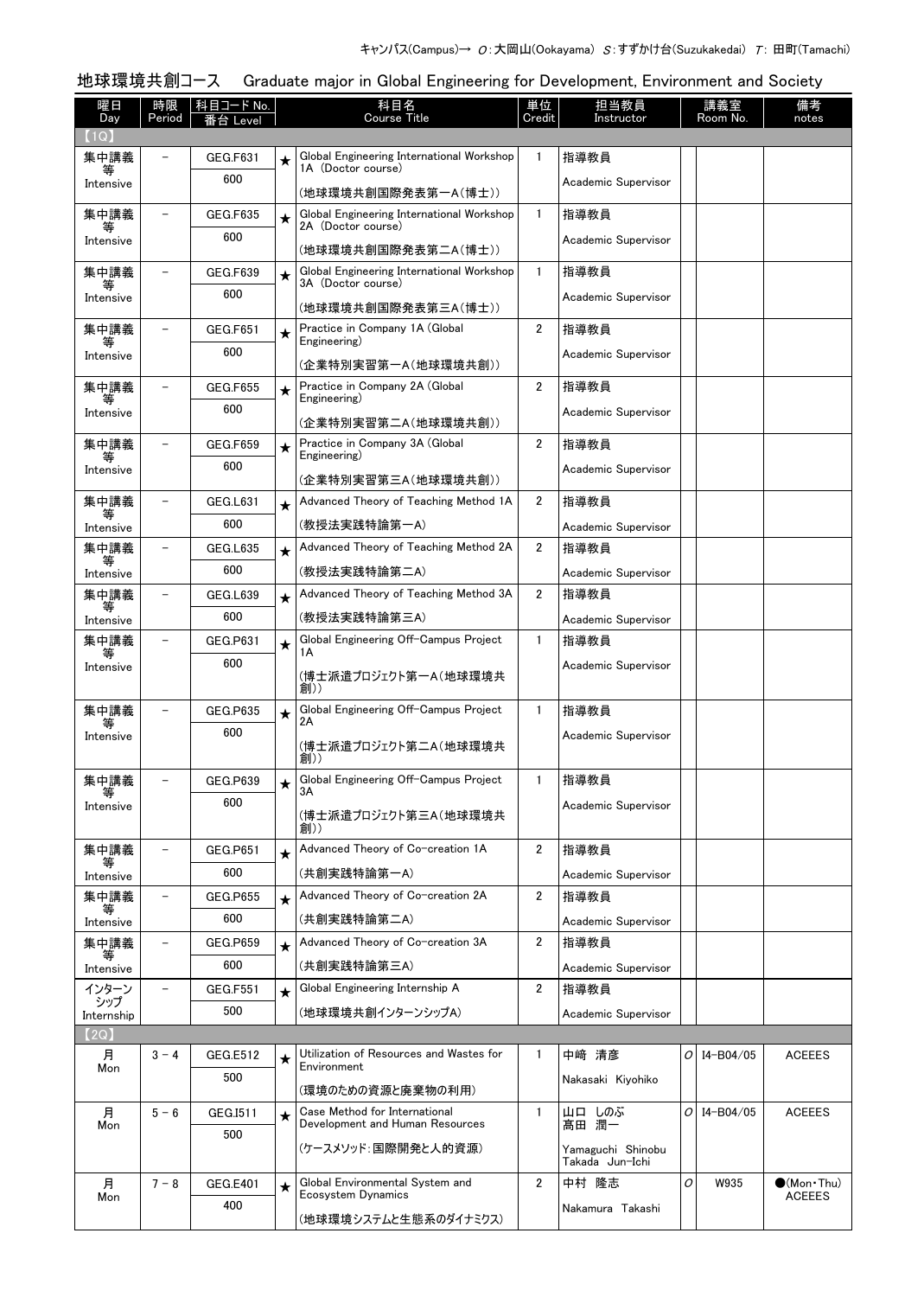キャンパス(Campus)→ O:大岡山(Ookayama) S:すずかけ台(Suzukakedai) T: 田町(Tamachi)

## 地球環境共創コース　Graduate major in Global Engineering for Development, Environment and Society

| 曜日 Day | 時限 Period | 科目コード No. 番台 Level | | 科目名 Course Title | 単位 Credit | 担当教員 Instructor | | 講義室 Room No. | 備考 notes |
|---|---|---|---|---|---|---|---|---|---|
| 【1Q】 | | | | | | | | | |
| 集中講義等 Intensive | － | GEG.F631 600 | ★ | Global Engineering International Workshop 1A (Doctor course) (地球環境共創国際発表第一A(博士)) | 1 | 指導教員 Academic Supervisor | | | |
| 集中講義等 Intensive | － | GEG.F635 600 | ★ | Global Engineering International Workshop 2A (Doctor course) (地球環境共創国際発表第二A(博士)) | 1 | 指導教員 Academic Supervisor | | | |
| 集中講義等 Intensive | － | GEG.F639 600 | ★ | Global Engineering International Workshop 3A (Doctor course) (地球環境共創国際発表第三A(博士)) | 1 | 指導教員 Academic Supervisor | | | |
| 集中講義等 Intensive | － | GEG.F651 600 | ★ | Practice in Company 1A (Global Engineering) (企業特別実習第一A(地球環境共創)) | 2 | 指導教員 Academic Supervisor | | | |
| 集中講義等 Intensive | － | GEG.F655 600 | ★ | Practice in Company 2A (Global Engineering) (企業特別実習第二A(地球環境共創)) | 2 | 指導教員 Academic Supervisor | | | |
| 集中講義等 Intensive | － | GEG.F659 600 | ★ | Practice in Company 3A (Global Engineering) (企業特別実習第三A(地球環境共創)) | 2 | 指導教員 Academic Supervisor | | | |
| 集中講義等 Intensive | － | GEG.L631 600 | ★ | Advanced Theory of Teaching Method 1A (教授法実践特論第一A) | 2 | 指導教員 Academic Supervisor | | | |
| 集中講義等 Intensive | － | GEG.L635 600 | ★ | Advanced Theory of Teaching Method 2A (教授法実践特論第二A) | 2 | 指導教員 Academic Supervisor | | | |
| 集中講義等 Intensive | － | GEG.L639 600 | ★ | Advanced Theory of Teaching Method 3A (教授法実践特論第三A) | 2 | 指導教員 Academic Supervisor | | | |
| 集中講義等 Intensive | － | GEG.P631 600 | ★ | Global Engineering Off-Campus Project 1A (博士派遣プロジェクト第一A(地球環境共創)) | 1 | 指導教員 Academic Supervisor | | | |
| 集中講義等 Intensive | － | GEG.P635 600 | ★ | Global Engineering Off-Campus Project 2A (博士派遣プロジェクト第二A(地球環境共創)) | 1 | 指導教員 Academic Supervisor | | | |
| 集中講義等 Intensive | － | GEG.P639 600 | ★ | Global Engineering Off-Campus Project 3A (博士派遣プロジェクト第三A(地球環境共創)) | 1 | 指導教員 Academic Supervisor | | | |
| 集中講義等 Intensive | － | GEG.P651 600 | ★ | Advanced Theory of Co-creation 1A (共創実践特論第一A) | 2 | 指導教員 Academic Supervisor | | | |
| 集中講義等 Intensive | － | GEG.P655 600 | ★ | Advanced Theory of Co-creation 2A (共創実践特論第二A) | 2 | 指導教員 Academic Supervisor | | | |
| 集中講義等 Intensive | － | GEG.P659 600 | ★ | Advanced Theory of Co-creation 3A (共創実践特論第三A) | 2 | 指導教員 Academic Supervisor | | | |
| インターンシップ Internship | － | GEG.F551 500 | ★ | Global Engineering Internship A (地球環境共創インターンシップA) | 2 | 指導教員 Academic Supervisor | | | |
| 【2Q】 | | | | | | | | | |
| 月 Mon | 3 - 4 | GEG.E512 500 | ★ | Utilization of Resources and Wastes for Environment (環境のための資源と廃棄物の利用) | 1 | 中崎 清彦 Nakasaki Kiyohiko | O | I4-B04/05 | ACEEES |
| 月 Mon | 5 - 6 | GEG.I511 500 | ★ | Case Method for International Development and Human Resources (ケースメソッド:国際開発と人的資源) | 1 | 山口 しのぶ 髙田 潤一 Yamaguchi Shinobu Takada Jun-Ichi | O | I4-B04/05 | ACEEES |
| 月 Mon | 7 - 8 | GEG.E401 400 | ★ | Global Environmental System and Ecosystem Dynamics (地球環境システムと生態系のダイナミクス) | 2 | 中村 隆志 Nakamura Takashi | O | W935 | ●(Mon・Thu) ACEEES |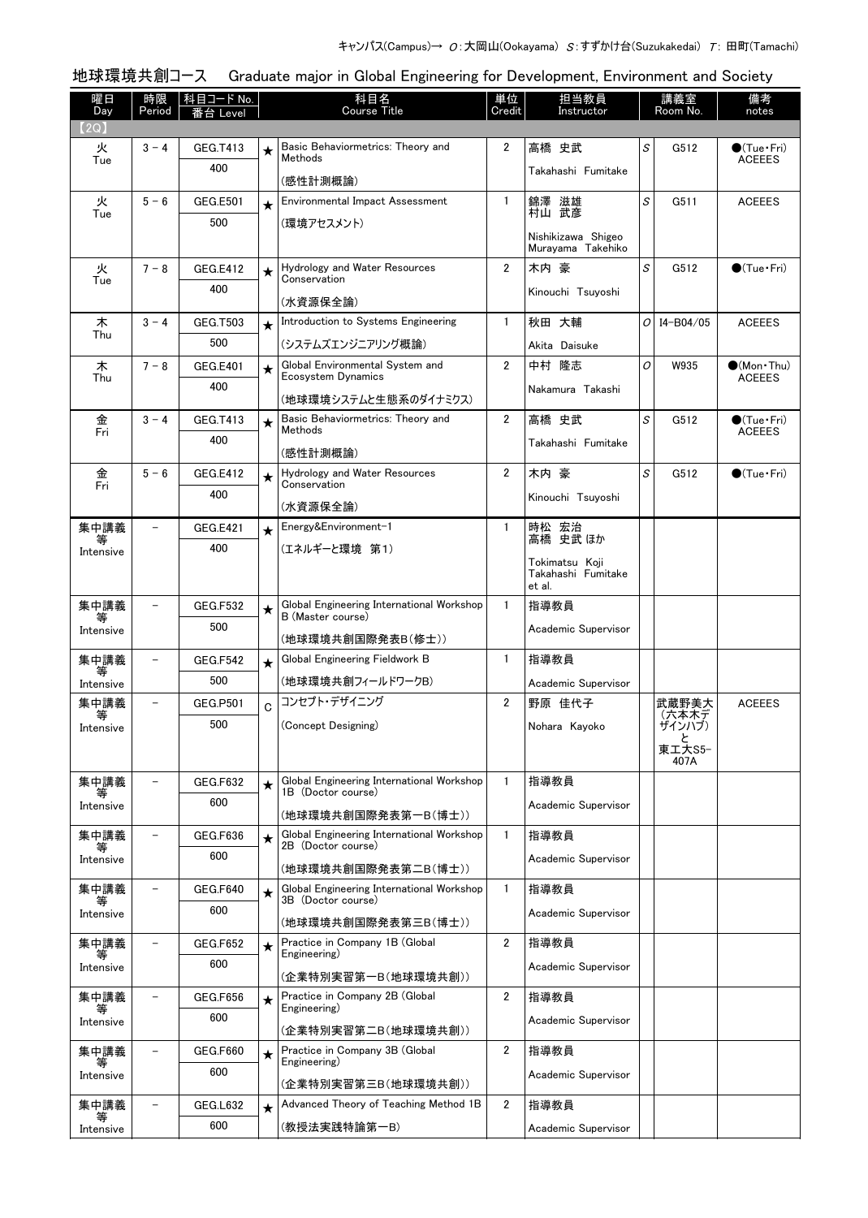キャンパス(Campus)→ O：大岡山(Ookayama) S：すずかけ台(Suzukakedai) T：田町(Tamachi)

## 地球環境共創コース　Graduate major in Global Engineering for Development, Environment and Society

| 曜日 Day | 時限 Period | 科目コード No. 番台 Level | | 科目名 Course Title | 単位 Credit | 担当教員 Instructor | | 講義室 Room No. | 備考 notes |
|---|---|---|---|---|---|---|---|---|---|
| 【2Q】 | | | | | | | | | |
| 火 Tue | 3 - 4 | GEG.T413 400 | ★ | Basic Behaviormetrics: Theory and Methods (感性計測概論) | 2 | 高橋 史武 Takahashi Fumitake | S | G512 | ●(Tue・Fri) ACEEES |
| 火 Tue | 5 - 6 | GEG.E501 500 | ★ | Environmental Impact Assessment (環境アセスメント) | 1 | 錦澤 滋雄 村山 武彦 Nishikizawa Shigeo Murayama Takehiko | S | G511 | ACEEES |
| 火 Tue | 7 - 8 | GEG.E412 400 | ★ | Hydrology and Water Resources Conservation (水資源保全論) | 2 | 木内 豪 Kinouchi Tsuyoshi | S | G512 | ●(Tue・Fri) |
| 木 Thu | 3 - 4 | GEG.T503 500 | ★ | Introduction to Systems Engineering (システムズエンジニアリング概論) | 1 | 秋田 大輔 Akita Daisuke | O | I4-B04/05 | ACEEES |
| 木 Thu | 7 - 8 | GEG.E401 400 | ★ | Global Environmental System and Ecosystem Dynamics (地球環境システムと生態系のダイナミクス) | 2 | 中村 隆志 Nakamura Takashi | O | W935 | ●(Mon・Thu) ACEEES |
| 金 Fri | 3 - 4 | GEG.T413 400 | ★ | Basic Behaviormetrics: Theory and Methods (感性計測概論) | 2 | 高橋 史武 Takahashi Fumitake | S | G512 | ●(Tue・Fri) ACEEES |
| 金 Fri | 5 - 6 | GEG.E412 400 | ★ | Hydrology and Water Resources Conservation (水資源保全論) | 2 | 木内 豪 Kinouchi Tsuyoshi | S | G512 | ●(Tue・Fri) |
| 集中講義等 Intensive | － | GEG.E421 400 | ★ | Energy&Environment-1 (エネルギーと環境　第1) | 1 | 時松 宏治 高橋 史武 ほか Tokimatsu Koji Takahashi Fumitake et al. | | | |
| 集中講義等 Intensive | － | GEG.F532 500 | ★ | Global Engineering International Workshop B (Master course) (地球環境共創国際発表B(修士)) | 1 | 指導教員 Academic Supervisor | | | |
| 集中講義等 Intensive | － | GEG.F542 500 | ★ | Global Engineering Fieldwork B (地球環境共創フィールドワークB) | 1 | 指導教員 Academic Supervisor | | | |
| 集中講義等 Intensive | － | GEG.P501 500 | C | コンセプト・デザイニング (Concept Designing) | 2 | 野原 佳代子 Nohara Kayoko | | 武蔵野美大(六本木デザインハブ)と東工大S5-407A | ACEEES |
| 集中講義等 Intensive | － | GEG.F632 600 | ★ | Global Engineering International Workshop 1B (Doctor course) (地球環境共創国際発表第一B(博士)) | 1 | 指導教員 Academic Supervisor | | | |
| 集中講義等 Intensive | － | GEG.F636 600 | ★ | Global Engineering International Workshop 2B (Doctor course) (地球環境共創国際発表第二B(博士)) | 1 | 指導教員 Academic Supervisor | | | |
| 集中講義等 Intensive | － | GEG.F640 600 | ★ | Global Engineering International Workshop 3B (Doctor course) (地球環境共創国際発表第三B(博士)) | 1 | 指導教員 Academic Supervisor | | | |
| 集中講義等 Intensive | － | GEG.F652 600 | ★ | Practice in Company 1B (Global Engineering) (企業特別実習第一B(地球環境共創)) | 2 | 指導教員 Academic Supervisor | | | |
| 集中講義等 Intensive | － | GEG.F656 600 | ★ | Practice in Company 2B (Global Engineering) (企業特別実習第二B(地球環境共創)) | 2 | 指導教員 Academic Supervisor | | | |
| 集中講義等 Intensive | － | GEG.F660 600 | ★ | Practice in Company 3B (Global Engineering) (企業特別実習第三B(地球環境共創)) | 2 | 指導教員 Academic Supervisor | | | |
| 集中講義等 Intensive | － | GEG.L632 600 | ★ | Advanced Theory of Teaching Method 1B (教授法実践特論第一B) | 2 | 指導教員 Academic Supervisor | | | |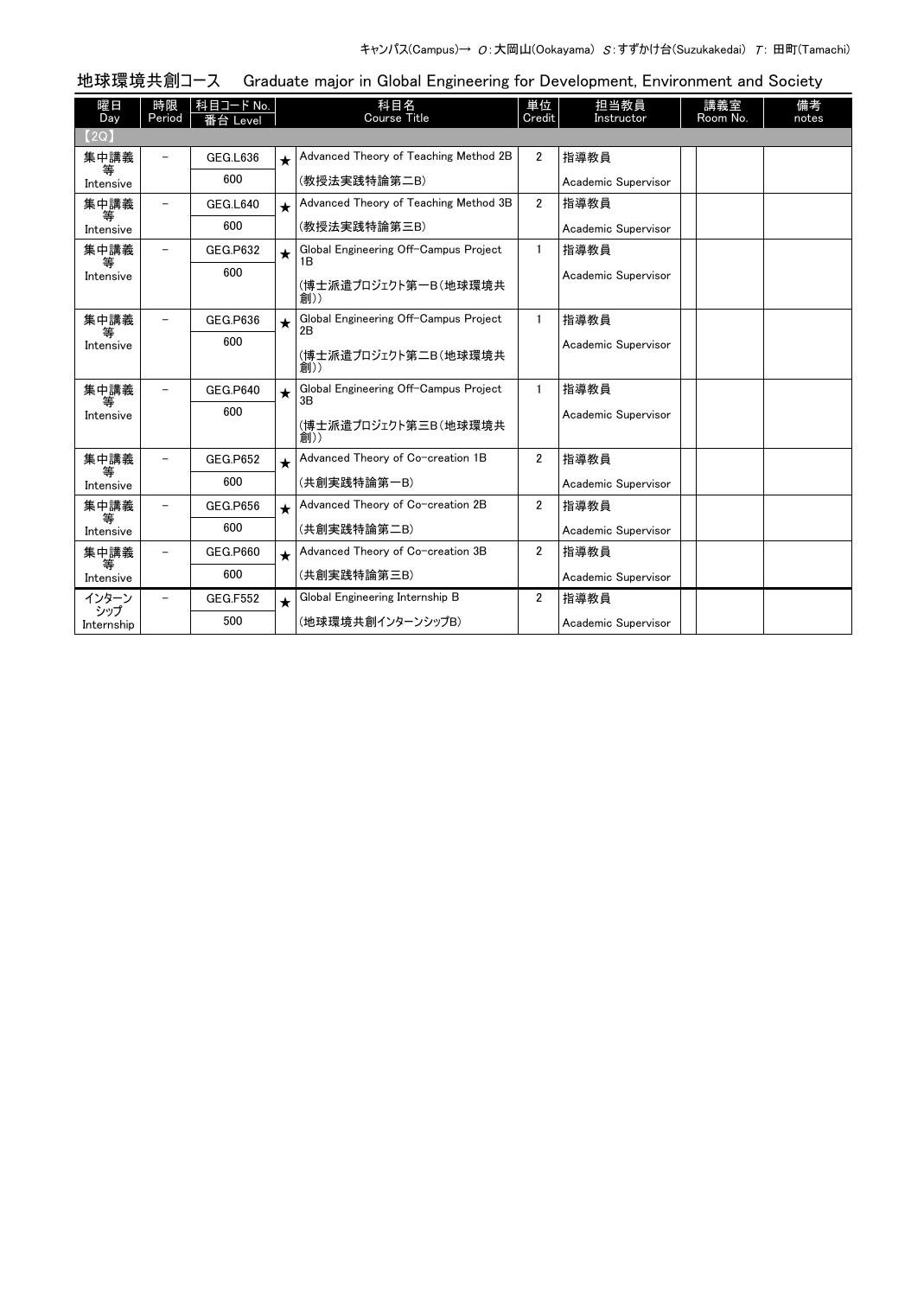キャンパス(Campus)→ O:大岡山(Ookayama) S:すずかけ台(Suzukakedai) T: 田町(Tamachi)

## 地球環境共創コース　Graduate major in Global Engineering for Development, Environment and Society

| 曜日 Day | 時限 Period | 科目コード No. 番台 Level | | 科目名 Course Title | 単位 Credit | 担当教員 Instructor | 講義室 Room No. | | 備考 notes |
|---|---|---|---|---|---|---|---|---|---|
| 【2Q】 | | | | | | | | | |
| 集中講義等 Intensive | － | GEG.L636 600 | ★ | Advanced Theory of Teaching Method 2B (教授法実践特論第二B) | 2 | 指導教員 Academic Supervisor | | | |
| 集中講義等 Intensive | － | GEG.L640 600 | ★ | Advanced Theory of Teaching Method 3B (教授法実践特論第三B) | 2 | 指導教員 Academic Supervisor | | | |
| 集中講義等 Intensive | － | GEG.P632 600 | ★ | Global Engineering Off-Campus Project 1B (博士派遣プロジェクト第一B(地球環境共創)) | 1 | 指導教員 Academic Supervisor | | | |
| 集中講義等 Intensive | － | GEG.P636 600 | ★ | Global Engineering Off-Campus Project 2B (博士派遣プロジェクト第二B(地球環境共創)) | 1 | 指導教員 Academic Supervisor | | | |
| 集中講義等 Intensive | － | GEG.P640 600 | ★ | Global Engineering Off-Campus Project 3B (博士派遣プロジェクト第三B(地球環境共創)) | 1 | 指導教員 Academic Supervisor | | | |
| 集中講義等 Intensive | － | GEG.P652 600 | ★ | Advanced Theory of Co-creation 1B (共創実践特論第一B) | 2 | 指導教員 Academic Supervisor | | | |
| 集中講義等 Intensive | － | GEG.P656 600 | ★ | Advanced Theory of Co-creation 2B (共創実践特論第二B) | 2 | 指導教員 Academic Supervisor | | | |
| 集中講義等 Intensive | － | GEG.P660 600 | ★ | Advanced Theory of Co-creation 3B (共創実践特論第三B) | 2 | 指導教員 Academic Supervisor | | | |
| インターンシップ Internship | － | GEG.F552 500 | ★ | Global Engineering Internship B (地球環境共創インターンシップB) | 2 | 指導教員 Academic Supervisor | | | |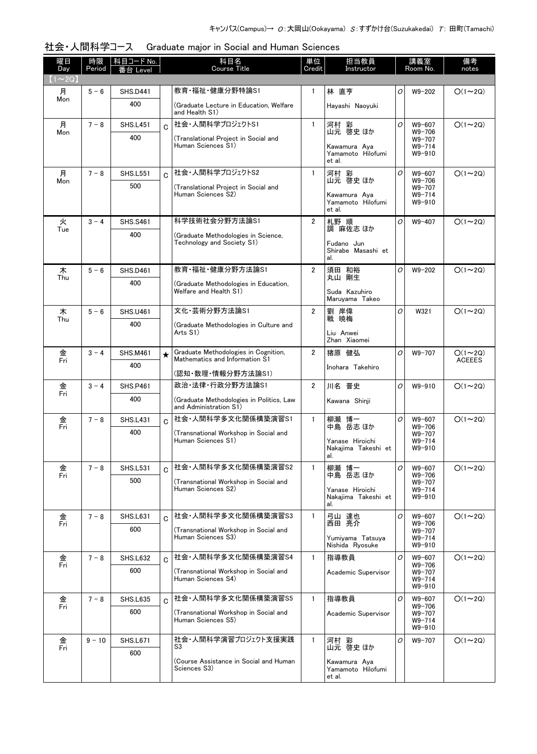キャンパス(Campus)→ O：大岡山(Ookayama) S：すずかけ台(Suzukakedai) T：田町(Tamachi)

## 社会・人間科学コース　Graduate major in Social and Human Sciences

| 曜日 Day | 時限 Period | 科目コード No. 番台 Level | | 科目名 Course Title | 単位 Credit | 担当教員 Instructor | | 講義室 Room No. | 備考 notes |
|---|---|---|---|---|---|---|---|---|---|
| 【1～2Q】 | | | | | | | | | |
| 月 Mon | 5 - 6 | SHS.D441 400 | | 教育・福祉・健康分野特論S1 (Graduate Lecture in Education, Welfare and Health S1) | 1 | 林 直亨 Hayashi Naoyuki | O | W9-202 | ○(1～2Q) |
| 月 Mon | 7 - 8 | SHS.L451 400 | C | 社会・人間科学プロジェクトS1 (Translational Project in Social and Human Sciences S1) | 1 | 河村 彩 山元 啓史 ほか Kawamura Aya Yamamoto Hilofumi et al. | O | W9-607 W9-706 W9-707 W9-714 W9-910 | ○(1～2Q) |
| 月 Mon | 7 - 8 | SHS.L551 500 | C | 社会・人間科学プロジェクトS2 (Translational Project in Social and Human Sciences S2) | 1 | 河村 彩 山元 啓史 ほか Kawamura Aya Yamamoto Hilofumi et al. | O | W9-607 W9-706 W9-707 W9-714 W9-910 | ○(1～2Q) |
| 火 Tue | 3 - 4 | SHS.S461 400 | | 科学技術社会分野方法論S1 (Graduate Methodologies in Science, Technology and Society S1) | 2 | 札野 順 調 麻佐志 ほか Fudano Jun Shirabe Masashi et al. | O | W9-407 | ○(1～2Q) |
| 木 Thu | 5 - 6 | SHS.D461 400 | | 教育・福祉・健康分野方法論S1 (Graduate Methodologies in Education, Welfare and Health S1) | 2 | 須田 和裕 丸山 剛生 Suda Kazuhiro Maruyama Takeo | O | W9-202 | ○(1～2Q) |
| 木 Thu | 5 - 6 | SHS.U461 400 | | 文化・芸術分野方法論S1 (Graduate Methodologies in Culture and Arts S1) | 2 | 劉 岸偉 戦 暁梅 Liu Anwei Zhan Xiaomei | O | W321 | ○(1～2Q) |
| 金 Fri | 3 - 4 | SHS.M461 400 | ★ | Graduate Methodologies in Cognition, Mathematics and Information S1 (認知・数理・情報分野方法論S1) | 2 | 猪原 健弘 Inohara Takehiro | O | W9-707 | ○(1～2Q) ACEEES |
| 金 Fri | 3 - 4 | SHS.P461 400 | | 政治・法律・行政分野方法論S1 (Graduate Methodologies in Politics, Law and Administration S1) | 2 | 川名 晋史 Kawana Shinji | O | W9-910 | ○(1～2Q) |
| 金 Fri | 7 - 8 | SHS.L431 400 | C | 社会・人間科学多文化関係構築演習S1 (Transnational Workshop in Social and Human Sciences S1) | 1 | 柳瀬 博一 中島 岳志 ほか Yanase Hiroichi Nakajima Takeshi et al. | O | W9-607 W9-706 W9-707 W9-714 W9-910 | ○(1～2Q) |
| 金 Fri | 7 - 8 | SHS.L531 500 | C | 社会・人間科学多文化関係構築演習S2 (Transnational Workshop in Social and Human Sciences S2) | 1 | 柳瀬 博一 中島 岳志 ほか Yanase Hiroichi Nakajima Takeshi et al. | O | W9-607 W9-706 W9-707 W9-714 W9-910 | ○(1～2Q) |
| 金 Fri | 7 - 8 | SHS.L631 600 | C | 社会・人間科学多文化関係構築演習S3 (Transnational Workshop in Social and Human Sciences S3) | 1 | 弓山 達也 西田 亮介 Yumiyama Tatsuya Nishida Ryosuke | O | W9-607 W9-706 W9-707 W9-714 W9-910 | ○(1～2Q) |
| 金 Fri | 7 - 8 | SHS.L632 600 | C | 社会・人間科学多文化関係構築演習S4 (Transnational Workshop in Social and Human Sciences S4) | 1 | 指導教員 Academic Supervisor | O | W9-607 W9-706 W9-707 W9-714 W9-910 | ○(1～2Q) |
| 金 Fri | 7 - 8 | SHS.L635 600 | C | 社会・人間科学多文化関係構築演習S5 (Transnational Workshop in Social and Human Sciences S5) | 1 | 指導教員 Academic Supervisor | O | W9-607 W9-706 W9-707 W9-714 W9-910 | ○(1～2Q) |
| 金 Fri | 9 - 10 | SHS.L671 600 | | 社会・人間科学演習プロジェクト支援実践S3 (Course Assistance in Social and Human Sciences S3) | 1 | 河村 彩 山元 啓史 ほか Kawamura Aya Yamamoto Hilofumi et al. | O | W9-707 | ○(1～2Q) |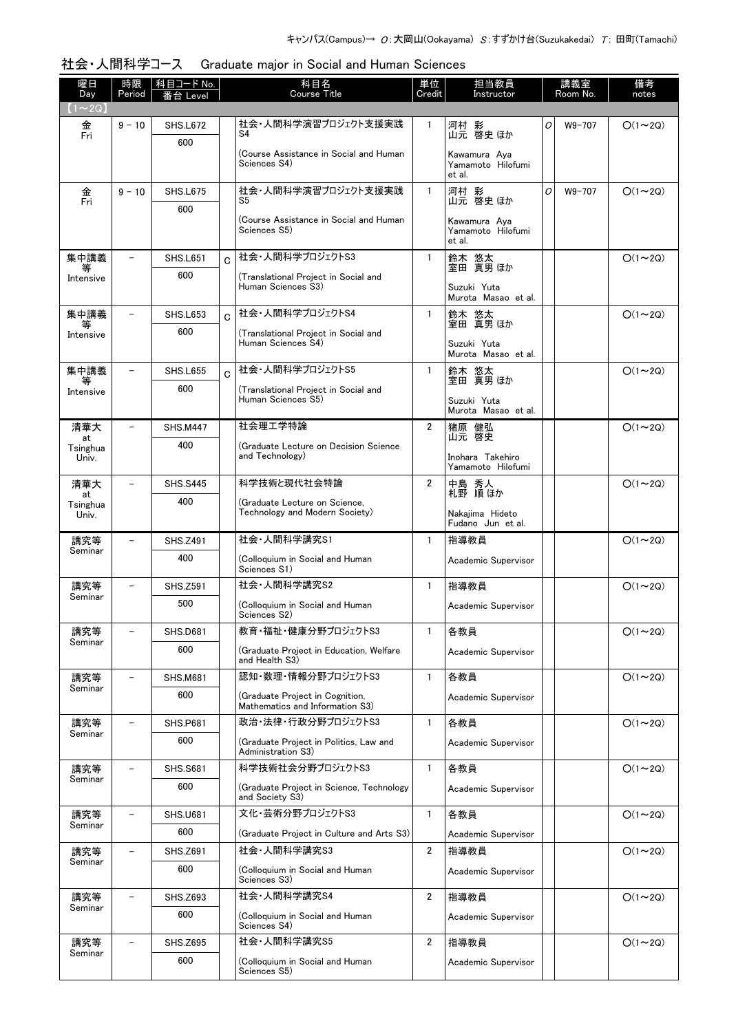キャンパス(Campus)→ O:大岡山(Ookayama) S:すずかけ台(Suzukakedai) T: 田町(Tamachi)

## 社会・人間科学コース　Graduate major in Social and Human Sciences

| 曜日 Day | 時限 Period | 科目コード No. 番台 Level | | 科目名 Course Title | 単位 Credit | 担当教員 Instructor | | 講義室 Room No. | 備考 notes |
|---|---|---|---|---|---|---|---|---|---|
| 【1～2Q】 | | | | | | | | | |
| 金 Fri | 9 - 10 | SHS.L672 600 | | 社会・人間科学演習プロジェクト支援実践S4 (Course Assistance in Social and Human Sciences S4) | 1 | 河村 彩 山元 啓史 ほか Kawamura Aya Yamamoto Hilofumi et al. | O | W9-707 | ○(1～2Q) |
| 金 Fri | 9 - 10 | SHS.L675 600 | | 社会・人間科学演習プロジェクト支援実践S5 (Course Assistance in Social and Human Sciences S5) | 1 | 河村 彩 山元 啓史 ほか Kawamura Aya Yamamoto Hilofumi et al. | O | W9-707 | ○(1～2Q) |
| 集中講義等 Intensive | － | SHS.L651 600 | C | 社会・人間科学プロジェクトS3 (Translational Project in Social and Human Sciences S3) | 1 | 鈴木 悠太 室田 真男 ほか Suzuki Yuta Murota Masao et al. | | | ○(1～2Q) |
| 集中講義等 Intensive | － | SHS.L653 600 | C | 社会・人間科学プロジェクトS4 (Translational Project in Social and Human Sciences S4) | 1 | 鈴木 悠太 室田 真男 ほか Suzuki Yuta Murota Masao et al. | | | ○(1～2Q) |
| 集中講義等 Intensive | － | SHS.L655 600 | C | 社会・人間科学プロジェクトS5 (Translational Project in Social and Human Sciences S5) | 1 | 鈴木 悠太 室田 真男 ほか Suzuki Yuta Murota Masao et al. | | | ○(1～2Q) |
| 清華大 at Tsinghua Univ. | － | SHS.M447 400 | | 社会理工学特論 (Graduate Lecture on Decision Science and Technology) | 2 | 猪原 健弘 山元 啓史 Inohara Takehiro Yamamoto Hilofumi | | | ○(1～2Q) |
| 清華大 at Tsinghua Univ. | － | SHS.S445 400 | | 科学技術と現代社会特論 (Graduate Lecture on Science, Technology and Modern Society) | 2 | 中島 秀人 札野 順 ほか Nakajima Hideto Fudano Jun et al. | | | ○(1～2Q) |
| 講究等 Seminar | － | SHS.Z491 400 | | 社会・人間科学講究S1 (Colloquium in Social and Human Sciences S1) | 1 | 指導教員 Academic Supervisor | | | ○(1～2Q) |
| 講究等 Seminar | － | SHS.Z591 500 | | 社会・人間科学講究S2 (Colloquium in Social and Human Sciences S2) | 1 | 指導教員 Academic Supervisor | | | ○(1～2Q) |
| 講究等 Seminar | － | SHS.D681 600 | | 教育・福祉・健康分野プロジェクトS3 (Graduate Project in Education, Welfare and Health S3) | 1 | 各教員 Academic Supervisor | | | ○(1～2Q) |
| 講究等 Seminar | － | SHS.M681 600 | | 認知・数理・情報分野プロジェクトS3 (Graduate Project in Cognition, Mathematics and Information S3) | 1 | 各教員 Academic Supervisor | | | ○(1～2Q) |
| 講究等 Seminar | － | SHS.P681 600 | | 政治・法律・行政分野プロジェクトS3 (Graduate Project in Politics, Law and Administration S3) | 1 | 各教員 Academic Supervisor | | | ○(1～2Q) |
| 講究等 Seminar | － | SHS.S681 600 | | 科学技術社会分野プロジェクトS3 (Graduate Project in Science, Technology and Society S3) | 1 | 各教員 Academic Supervisor | | | ○(1～2Q) |
| 講究等 Seminar | － | SHS.U681 600 | | 文化・芸術分野プロジェクトS3 (Graduate Project in Culture and Arts S3) | 1 | 各教員 Academic Supervisor | | | ○(1～2Q) |
| 講究等 Seminar | － | SHS.Z691 600 | | 社会・人間科学講究S3 (Colloquium in Social and Human Sciences S3) | 2 | 指導教員 Academic Supervisor | | | ○(1～2Q) |
| 講究等 Seminar | － | SHS.Z693 600 | | 社会・人間科学講究S4 (Colloquium in Social and Human Sciences S4) | 2 | 指導教員 Academic Supervisor | | | ○(1～2Q) |
| 講究等 Seminar | － | SHS.Z695 600 | | 社会・人間科学講究S5 (Colloquium in Social and Human Sciences S5) | 2 | 指導教員 Academic Supervisor | | | ○(1～2Q) |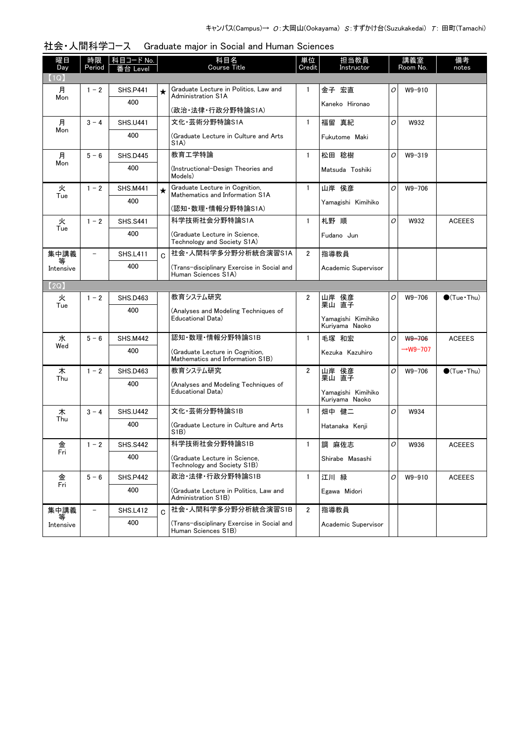キャンパス(Campus)→ O：大岡山(Ookayama) S：すずかけ台(Suzukakedai) T：田町(Tamachi)

## 社会・人間科学コース　Graduate major in Social and Human Sciences

| 曜日 Day | 時限 Period | 科目コード No. 番台 Level | | 科目名 Course Title | 単位 Credit | 担当教員 Instructor | | 講義室 Room No. | 備考 notes |
|---|---|---|---|---|---|---|---|---|---|
| 【1Q】 | | | | | | | | | |
| 月 Mon | 1－2 | SHS.P441 400 | ★ | Graduate Lecture in Politics, Law and Administration S1A (政治・法律・行政分野特論S1A) | 1 | 金子 宏直 Kaneko Hironao | O | W9-910 | |
| 月 Mon | 3－4 | SHS.U441 400 | | 文化・芸術分野特論S1A (Graduate Lecture in Culture and Arts S1A) | 1 | 福留 真紀 Fukutome Maki | O | W932 | |
| 月 Mon | 5－6 | SHS.D445 400 | | 教育工学特論 (Instructional-Design Theories and Models) | 1 | 松田 稔樹 Matsuda Toshiki | O | W9-319 | |
| 火 Tue | 1－2 | SHS.M441 400 | ★ | Graduate Lecture in Cognition, Mathematics and Information S1A (認知・数理・情報分野特論S1A) | 1 | 山岸 侯彦 Yamagishi Kimihiko | O | W9-706 | |
| 火 Tue | 1－2 | SHS.S441 400 | | 科学技術社会分野特論S1A (Graduate Lecture in Science, Technology and Society S1A) | 1 | 札野 順 Fudano Jun | O | W932 | ACEEES |
| 集中講義等 Intensive | － | SHS.L411 400 | C | 社会・人間科学多分野分析統合演習S1A (Trans-disciplinary Exercise in Social and Human Sciences S1A) | 2 | 指導教員 Academic Supervisor | | | |
| 【2Q】 | | | | | | | | | |
| 火 Tue | 1－2 | SHS.D463 400 | | 教育システム研究 (Analyses and Modeling Techniques of Educational Data) | 2 | 山岸 侯彦 栗山 直子 Yamagishi Kimihiko Kuriyama Naoko | O | W9-706 | ●(Tue・Thu) |
| 水 Wed | 5－6 | SHS.M442 400 | | 認知・数理・情報分野特論S1B (Graduate Lecture in Cognition, Mathematics and Information S1B) | 1 | 毛塚 和宏 Kezuka Kazuhiro | O | ~~W9-706~~ →W9-707 | ACEEES |
| 木 Thu | 1－2 | SHS.D463 400 | | 教育システム研究 (Analyses and Modeling Techniques of Educational Data) | 2 | 山岸 侯彦 栗山 直子 Yamagishi Kimihiko Kuriyama Naoko | O | W9-706 | ●(Tue・Thu) |
| 木 Thu | 3－4 | SHS.U442 400 | | 文化・芸術分野特論S1B (Graduate Lecture in Culture and Arts S1B) | 1 | 畑中 健二 Hatanaka Kenji | O | W934 | |
| 金 Fri | 1－2 | SHS.S442 400 | | 科学技術社会分野特論S1B (Graduate Lecture in Science, Technology and Society S1B) | 1 | 調 麻佐志 Shirabe Masashi | O | W936 | ACEEES |
| 金 Fri | 5－6 | SHS.P442 400 | | 政治・法律・行政分野特論S1B (Graduate Lecture in Politics, Law and Administration S1B) | 1 | 江川 緑 Egawa Midori | O | W9-910 | ACEEES |
| 集中講義等 Intensive | － | SHS.L412 400 | C | 社会・人間科学多分野分析統合演習S1B (Trans-disciplinary Exercise in Social and Human Sciences S1B) | 2 | 指導教員 Academic Supervisor | | | |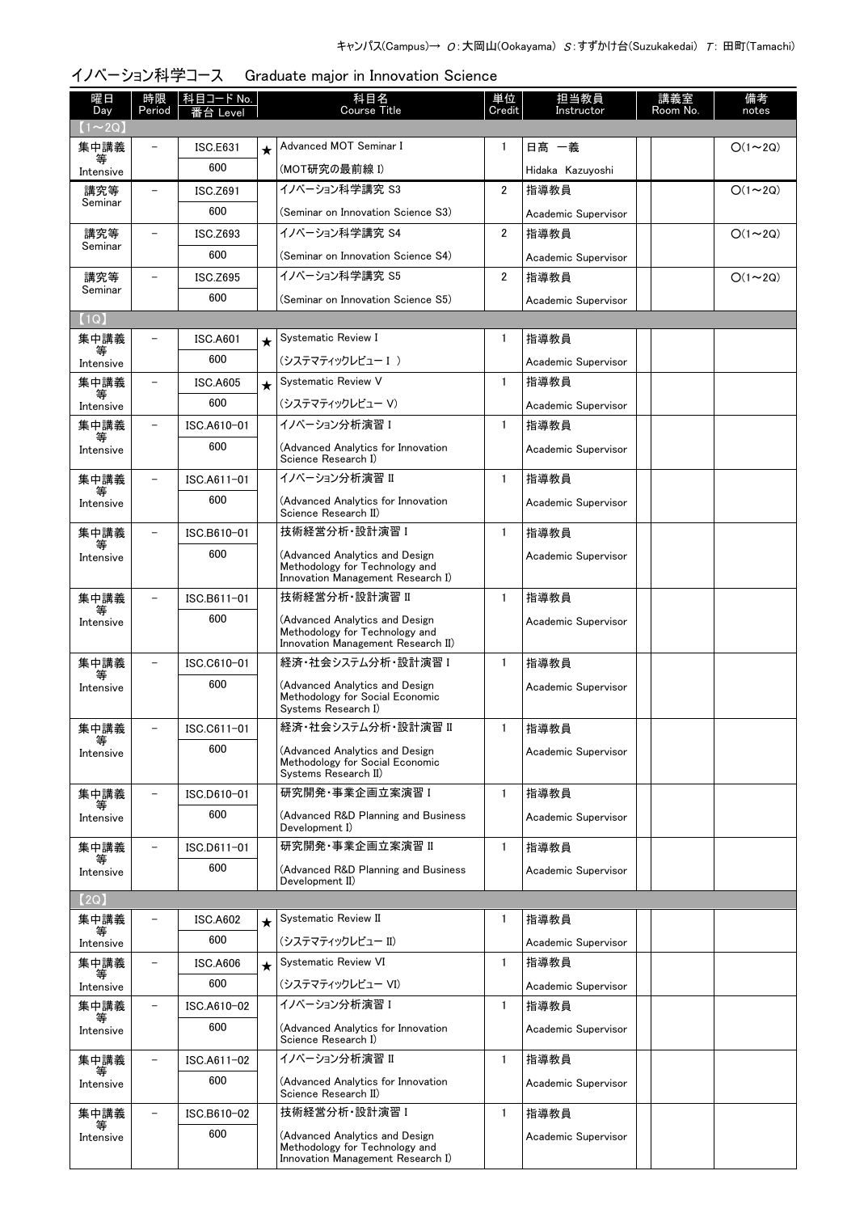キャンパス(Campus)→ O:大岡山(Ookayama) S:すずかけ台(Suzukakedai) T: 田町(Tamachi)

## イノベーション科学コース　Graduate major in Innovation Science

| 曜日 Day | 時限 Period | 科目コード No. 番台 Level | | 科目名 Course Title | 単位 Credit | 担当教員 Instructor | | 講義室 Room No. | 備考 notes |
|---|---|---|---|---|---|---|---|---|---|
| 【1～2Q】 | | | | | | | | | |
| 集中講義等 Intensive | － | ISC.E631 600 | ★ | Advanced MOT Seminar I (MOT研究の最前線 I) | 1 | 日高 一義 Hidaka Kazuyoshi | | | O(1～2Q) |
| 講究等 Seminar | － | ISC.Z691 600 | | イノベーション科学講究 S3 (Seminar on Innovation Science S3) | 2 | 指導教員 Academic Supervisor | | | O(1～2Q) |
| 講究等 Seminar | － | ISC.Z693 600 | | イノベーション科学講究 S4 (Seminar on Innovation Science S4) | 2 | 指導教員 Academic Supervisor | | | O(1～2Q) |
| 講究等 Seminar | － | ISC.Z695 600 | | イノベーション科学講究 S5 (Seminar on Innovation Science S5) | 2 | 指導教員 Academic Supervisor | | | O(1～2Q) |
| 【1Q】 | | | | | | | | | |
| 集中講義等 Intensive | － | ISC.A601 600 | ★ | Systematic Review I (システマティックレビュー I ) | 1 | 指導教員 Academic Supervisor | | | |
| 集中講義等 Intensive | － | ISC.A605 600 | ★ | Systematic Review V (システマティックレビュー V) | 1 | 指導教員 Academic Supervisor | | | |
| 集中講義等 Intensive | － | ISC.A610-01 600 | | イノベーション分析演習 I (Advanced Analytics for Innovation Science Research I) | 1 | 指導教員 Academic Supervisor | | | |
| 集中講義等 Intensive | － | ISC.A611-01 600 | | イノベーション分析演習 II (Advanced Analytics for Innovation Science Research II) | 1 | 指導教員 Academic Supervisor | | | |
| 集中講義等 Intensive | － | ISC.B610-01 600 | | 技術経営分析・設計演習 I (Advanced Analytics and Design Methodology for Technology and Innovation Management Research I) | 1 | 指導教員 Academic Supervisor | | | |
| 集中講義等 Intensive | － | ISC.B611-01 600 | | 技術経営分析・設計演習 II (Advanced Analytics and Design Methodology for Technology and Innovation Management Research II) | 1 | 指導教員 Academic Supervisor | | | |
| 集中講義等 Intensive | － | ISC.C610-01 600 | | 経済・社会システム分析・設計演習 I (Advanced Analytics and Design Methodology for Social Economic Systems Research I) | 1 | 指導教員 Academic Supervisor | | | |
| 集中講義等 Intensive | － | ISC.C611-01 600 | | 経済・社会システム分析・設計演習 II (Advanced Analytics and Design Methodology for Social Economic Systems Research II) | 1 | 指導教員 Academic Supervisor | | | |
| 集中講義等 Intensive | － | ISC.D610-01 600 | | 研究開発・事業企画立案演習 I (Advanced R&D Planning and Business Development I) | 1 | 指導教員 Academic Supervisor | | | |
| 集中講義等 Intensive | － | ISC.D611-01 600 | | 研究開発・事業企画立案演習 II (Advanced R&D Planning and Business Development II) | 1 | 指導教員 Academic Supervisor | | | |
| 【2Q】 | | | | | | | | | |
| 集中講義等 Intensive | － | ISC.A602 600 | ★ | Systematic Review II (システマティックレビュー II) | 1 | 指導教員 Academic Supervisor | | | |
| 集中講義等 Intensive | － | ISC.A606 600 | ★ | Systematic Review VI (システマティックレビュー VI) | 1 | 指導教員 Academic Supervisor | | | |
| 集中講義等 Intensive | － | ISC.A610-02 600 | | イノベーション分析演習 I (Advanced Analytics for Innovation Science Research I) | 1 | 指導教員 Academic Supervisor | | | |
| 集中講義等 Intensive | － | ISC.A611-02 600 | | イノベーション分析演習 II (Advanced Analytics for Innovation Science Research II) | 1 | 指導教員 Academic Supervisor | | | |
| 集中講義等 Intensive | － | ISC.B610-02 600 | | 技術経営分析・設計演習 I (Advanced Analytics and Design Methodology for Technology and Innovation Management Research I) | 1 | 指導教員 Academic Supervisor | | | |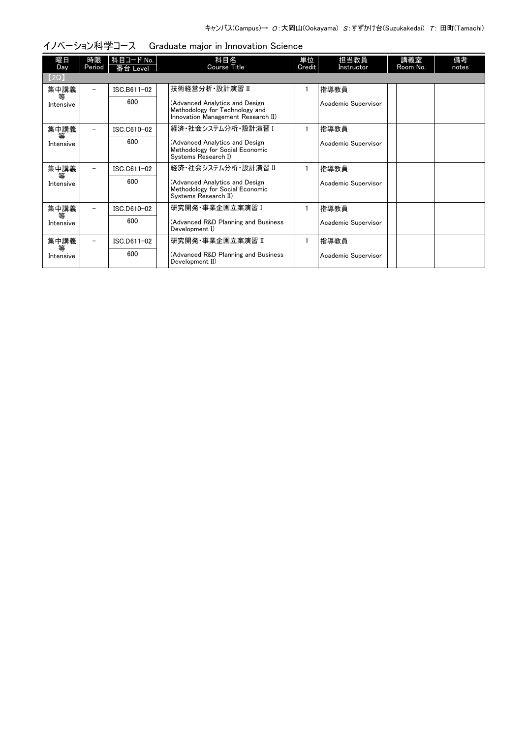キャンパス(Campus)→ O:大岡山(Ookayama) S:すずかけ台(Suzukakedai) T: 田町(Tamachi)

## イノベーション科学コース　Graduate major in Innovation Science

| 曜日 Day | 時限 Period | 科目コード No. / 番台 Level | 科目名 Course Title | 単位 Credit | 担当教員 Instructor | 講義室 Room No. | 備考 notes |
|---|---|---|---|---|---|---|---|
| 【2Q】 | | | | | | | |
| 集中講義等 Intensive | – | ISC.B611-02 / 600 | 技術経営分析・設計演習 II (Advanced Analytics and Design Methodology for Technology and Innovation Management Research II) | 1 | 指導教員 Academic Supervisor | | |
| 集中講義等 Intensive | – | ISC.C610-02 / 600 | 経済・社会システム分析・設計演習 I (Advanced Analytics and Design Methodology for Social Economic Systems Research I) | 1 | 指導教員 Academic Supervisor | | |
| 集中講義等 Intensive | – | ISC.C611-02 / 600 | 経済・社会システム分析・設計演習 II (Advanced Analytics and Design Methodology for Social Economic Systems Research II) | 1 | 指導教員 Academic Supervisor | | |
| 集中講義等 Intensive | – | ISC.D610-02 / 600 | 研究開発・事業企画立案演習 I (Advanced R&D Planning and Business Development I) | 1 | 指導教員 Academic Supervisor | | |
| 集中講義等 Intensive | – | ISC.D611-02 / 600 | 研究開発・事業企画立案演習 II (Advanced R&D Planning and Business Development II) | 1 | 指導教員 Academic Supervisor | | |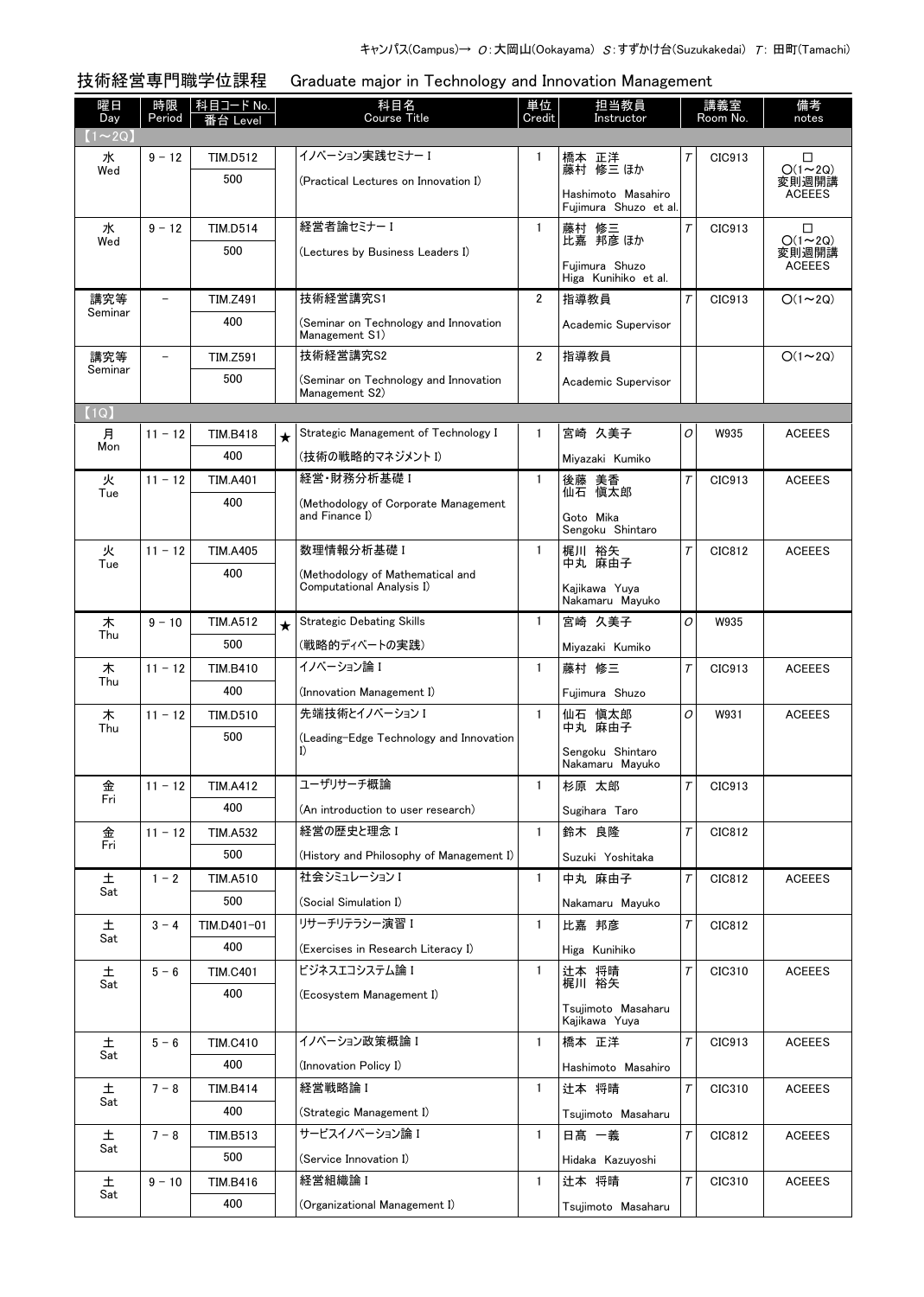キャンパス(Campus)→ O：大岡山(Ookayama) S：すずかけ台(Suzukakedai) T：田町(Tamachi)

## 技術経営専門職学位課程　Graduate major in Technology and Innovation Management

| 曜日 Day | 時限 Period | 科目コード No. 番台 Level | | 科目名 Course Title | 単位 Credit | 担当教員 Instructor | | 講義室 Room No. | 備考 notes |
|---|---|---|---|---|---|---|---|---|---|
| 【1～2Q】 | | | | | | | | | |
| 水 Wed | 9 - 12 | TIM.D512 500 | | イノベーション実践セミナーⅠ (Practical Lectures on Innovation I) | 1 | 橋本 正洋 藤村 修三 ほか Hashimoto Masahiro Fujimura Shuzo et al. | T | CIC913 | □ ○(1～2Q) 変則週開講 ACEEES |
| 水 Wed | 9 - 12 | TIM.D514 500 | | 経営者論セミナーⅠ (Lectures by Business Leaders I) | 1 | 藤村 修三 比嘉 邦彦 ほか Fujimura Shuzo Higa Kunihiko et al. | T | CIC913 | □ ○(1～2Q) 変則週開講 ACEEES |
| 講究等 Seminar | － | TIM.Z491 400 | | 技術経営講究S1 (Seminar on Technology and Innovation Management S1) | 2 | 指導教員 Academic Supervisor | T | CIC913 | ○(1～2Q) |
| 講究等 Seminar | － | TIM.Z591 500 | | 技術経営講究S2 (Seminar on Technology and Innovation Management S2) | 2 | 指導教員 Academic Supervisor | | | ○(1～2Q) |
| 【1Q】 | | | | | | | | | |
| 月 Mon | 11 - 12 | TIM.B418 400 | ★ | Strategic Management of Technology I (技術の戦略的マネジメントI) | 1 | 宮崎 久美子 Miyazaki Kumiko | O | W935 | ACEEES |
| 火 Tue | 11 - 12 | TIM.A401 400 | | 経営・財務分析基礎Ⅰ (Methodology of Corporate Management and Finance I) | 1 | 後藤 美香 仙石 慎太郎 Goto Mika Sengoku Shintaro | T | CIC913 | ACEEES |
| 火 Tue | 11 - 12 | TIM.A405 400 | | 数理情報分析基礎Ⅰ (Methodology of Mathematical and Computational Analysis I) | 1 | 梶川 裕矢 中丸 麻由子 Kajikawa Yuya Nakamaru Mayuko | T | CIC812 | ACEEES |
| 木 Thu | 9 - 10 | TIM.A512 500 | ★ | Strategic Debating Skills (戦略的ディベートの実践) | 1 | 宮崎 久美子 Miyazaki Kumiko | O | W935 | |
| 木 Thu | 11 - 12 | TIM.B410 400 | | イノベーション論Ⅰ (Innovation Management I) | 1 | 藤村 修三 Fujimura Shuzo | T | CIC913 | ACEEES |
| 木 Thu | 11 - 12 | TIM.D510 500 | | 先端技術とイノベーションⅠ (Leading-Edge Technology and Innovation I) | 1 | 仙石 慎太郎 中丸 麻由子 Sengoku Shintaro Nakamaru Mayuko | O | W931 | ACEEES |
| 金 Fri | 11 - 12 | TIM.A412 400 | | ユーザリサーチ概論 (An introduction to user research) | 1 | 杉原 太郎 Sugihara Taro | T | CIC913 | |
| 金 Fri | 11 - 12 | TIM.A532 500 | | 経営の歴史と理念Ⅰ (History and Philosophy of Management I) | 1 | 鈴木 良隆 Suzuki Yoshitaka | T | CIC812 | |
| 土 Sat | 1 - 2 | TIM.A510 500 | | 社会シミュレーションⅠ (Social Simulation I) | 1 | 中丸 麻由子 Nakamaru Mayuko | T | CIC812 | ACEEES |
| 土 Sat | 3 - 4 | TIM.D401-01 400 | | リサーチリテラシー演習Ⅰ (Exercises in Research Literacy I) | 1 | 比嘉 邦彦 Higa Kunihiko | T | CIC812 | |
| 土 Sat | 5 - 6 | TIM.C401 400 | | ビジネスエコシステム論Ⅰ (Ecosystem Management I) | 1 | 辻本 将晴 梶川 裕矢 Tsujimoto Masaharu Kajikawa Yuya | T | CIC310 | ACEEES |
| 土 Sat | 5 - 6 | TIM.C410 400 | | イノベーション政策概論Ⅰ (Innovation Policy I) | 1 | 橋本 正洋 Hashimoto Masahiro | T | CIC913 | ACEEES |
| 土 Sat | 7 - 8 | TIM.B414 400 | | 経営戦略論Ⅰ (Strategic Management I) | 1 | 辻本 将晴 Tsujimoto Masaharu | T | CIC310 | ACEEES |
| 土 Sat | 7 - 8 | TIM.B513 500 | | サービスイノベーション論Ⅰ (Service Innovation I) | 1 | 日高 一義 Hidaka Kazuyoshi | T | CIC812 | ACEEES |
| 土 Sat | 9 - 10 | TIM.B416 400 | | 経営組織論Ⅰ (Organizational Management I) | 1 | 辻本 将晴 Tsujimoto Masaharu | T | CIC310 | ACEEES |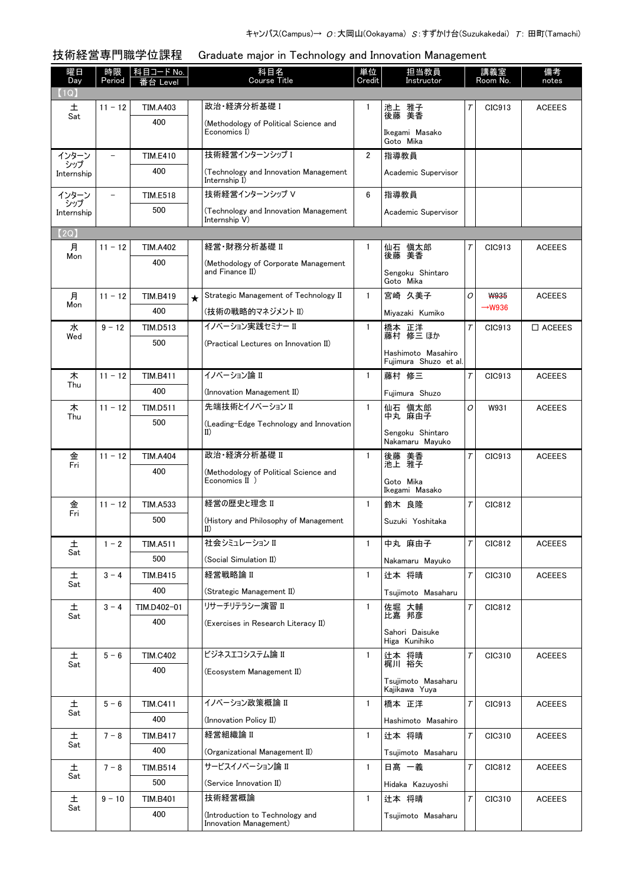キャンパス(Campus)→ O：大岡山(Ookayama) S：すずかけ台(Suzukakedai) T：田町(Tamachi)

## 技術経営専門職学位課程　Graduate major in Technology and Innovation Management

| 曜日 Day | 時限 Period | 科目コード No. 番台 Level | | 科目名 Course Title | 単位 Credit | 担当教員 Instructor | | 講義室 Room No. | 備考 notes |
|---|---|---|---|---|---|---|---|---|---|
| 【1Q】 | | | | | | | | | |
| 土 Sat | 11 － 12 | TIM.A403 400 | | 政治・経済分析基礎 I (Methodology of Political Science and Economics I) | 1 | 池上 雅子 後藤 美香 Ikegami Masako Goto Mika | T | CIC913 | ACEEES |
| インターンシップ Internship | － | TIM.E410 400 | | 技術経営インターンシップ I (Technology and Innovation Management Internship I) | 2 | 指導教員 Academic Supervisor | | | |
| インターンシップ Internship | － | TIM.E518 500 | | 技術経営インターンシップ V (Technology and Innovation Management Internship V) | 6 | 指導教員 Academic Supervisor | | | |
| 【2Q】 | | | | | | | | | |
| 月 Mon | 11 － 12 | TIM.A402 400 | | 経営・財務分析基礎 II (Methodology of Corporate Management and Finance II) | 1 | 仙石 慎太郎 後藤 美香 Sengoku Shintaro Goto Mika | T | CIC913 | ACEEES |
| 月 Mon | 11 － 12 | TIM.B419 400 | ★ | Strategic Management of Technology II (技術の戦略的マネジメント II) | 1 | 宮崎 久美子 Miyazaki Kumiko | O | ~~W935~~ →W936 | ACEEES |
| 水 Wed | 9 － 12 | TIM.D513 500 | | イノベーション実践セミナー II (Practical Lectures on Innovation II) | 1 | 橋本 正洋 藤村 修三 ほか Hashimoto Masahiro Fujimura Shuzo et al. | T | CIC913 | □ ACEEES |
| 木 Thu | 11 － 12 | TIM.B411 400 | | イノベーション論 II (Innovation Management II) | 1 | 藤村 修三 Fujimura Shuzo | T | CIC913 | ACEEES |
| 木 Thu | 11 － 12 | TIM.D511 500 | | 先端技術とイノベーション II (Leading-Edge Technology and Innovation II) | 1 | 仙石 慎太郎 中丸 麻由子 Sengoku Shintaro Nakamaru Mayuko | O | W931 | ACEEES |
| 金 Fri | 11 － 12 | TIM.A404 400 | | 政治・経済分析基礎 II (Methodology of Political Science and Economics II ) | 1 | 後藤 美香 池上 雅子 Goto Mika Ikegami Masako | T | CIC913 | ACEEES |
| 金 Fri | 11 － 12 | TIM.A533 500 | | 経営の歴史と理念 II (History and Philosophy of Management II) | 1 | 鈴木 良隆 Suzuki Yoshitaka | T | CIC812 | |
| 土 Sat | 1 － 2 | TIM.A511 500 | | 社会シミュレーション II (Social Simulation II) | 1 | 中丸 麻由子 Nakamaru Mayuko | T | CIC812 | ACEEES |
| 土 Sat | 3 － 4 | TIM.B415 400 | | 経営戦略論 II (Strategic Management II) | 1 | 辻本 将晴 Tsujimoto Masaharu | T | CIC310 | ACEEES |
| 土 Sat | 3 － 4 | TIM.D402-01 400 | | リサーチリテラシー演習 II (Exercises in Research Literacy II) | 1 | 佐堀 大輔 比嘉 邦彦 Sahori Daisuke Higa Kunihiko | T | CIC812 | |
| 土 Sat | 5 － 6 | TIM.C402 400 | | ビジネスエコシステム論 II (Ecosystem Management II) | 1 | 辻本 将晴 梶川 裕矢 Tsujimoto Masaharu Kajikawa Yuya | T | CIC310 | ACEEES |
| 土 Sat | 5 － 6 | TIM.C411 400 | | イノベーション政策概論 II (Innovation Policy II) | 1 | 橋本 正洋 Hashimoto Masahiro | T | CIC913 | ACEEES |
| 土 Sat | 7 － 8 | TIM.B417 400 | | 経営組織論 II (Organizational Management II) | 1 | 辻本 将晴 Tsujimoto Masaharu | T | CIC310 | ACEEES |
| 土 Sat | 7 － 8 | TIM.B514 500 | | サービスイノベーション論 II (Service Innovation II) | 1 | 日高 一義 Hidaka Kazuyoshi | T | CIC812 | ACEEES |
| 土 Sat | 9 － 10 | TIM.B401 400 | | 技術経営概論 (Introduction to Technology and Innovation Management) | 1 | 辻本 将晴 Tsujimoto Masaharu | T | CIC310 | ACEEES |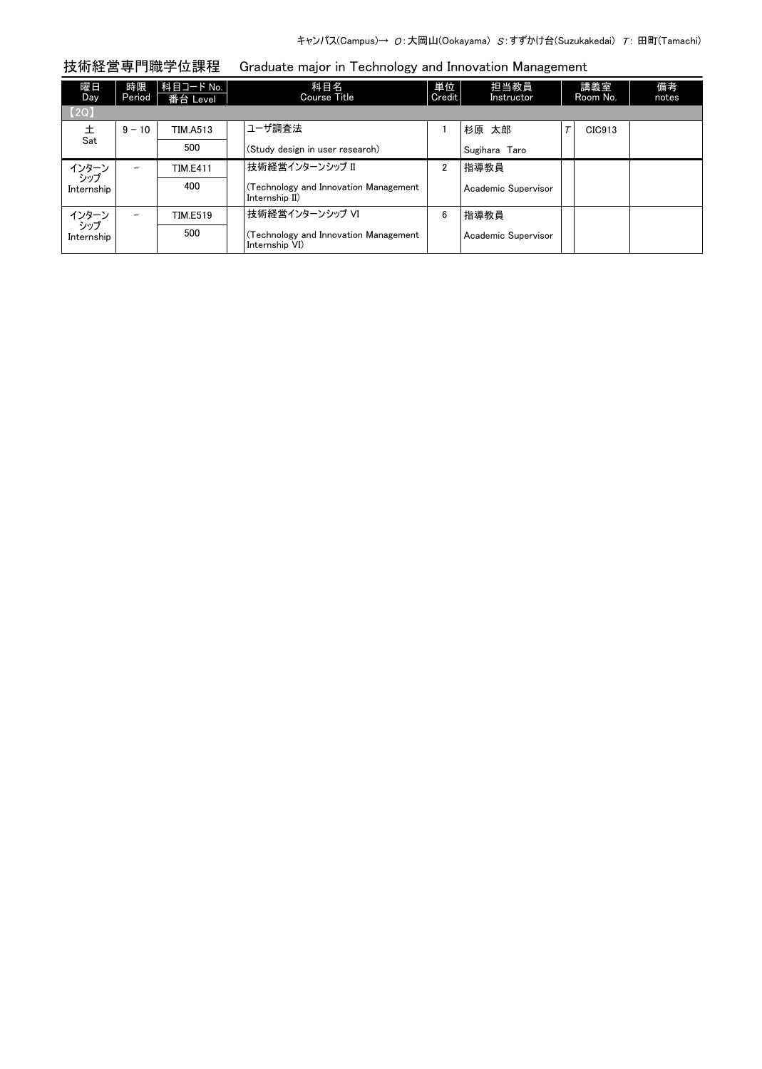キャンパス(Campus)→ *O*：大岡山(Ookayama) *S*：すずかけ台(Suzukakedai) *T*：田町(Tamachi)

## 技術経営専門職学位課程 Graduate major in Technology and Innovation Management

| 曜日 Day | 時限 Period | 科目コード No. 番台 Level | 科目名 Course Title | 単位 Credit | 担当教員 Instructor | | 講義室 Room No. | 備考 notes |
|---|---|---|---|---|---|---|---|---|
| 【2Q】 | | | | | | | | |
| 土 Sat | 9 － 10 | TIM.A513 500 | ユーザ調査法 (Study design in user research) | 1 | 杉原 太郎 Sugihara Taro | *T* | CIC913 | |
| インターンシップ Internship | － | TIM.E411 400 | 技術経営インターンシップ II (Technology and Innovation Management Internship II) | 2 | 指導教員 Academic Supervisor | | | |
| インターンシップ Internship | － | TIM.E519 500 | 技術経営インターンシップ VI (Technology and Innovation Management Internship VI) | 6 | 指導教員 Academic Supervisor | | | |